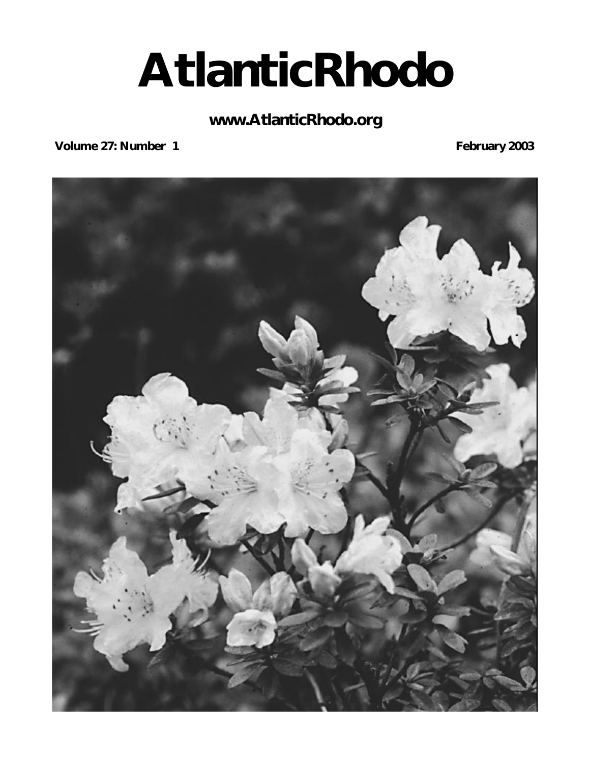# AtlanticRhodo

**www.AtlanticRhodo.org**

**Volume 27: Number 1** **February 2003**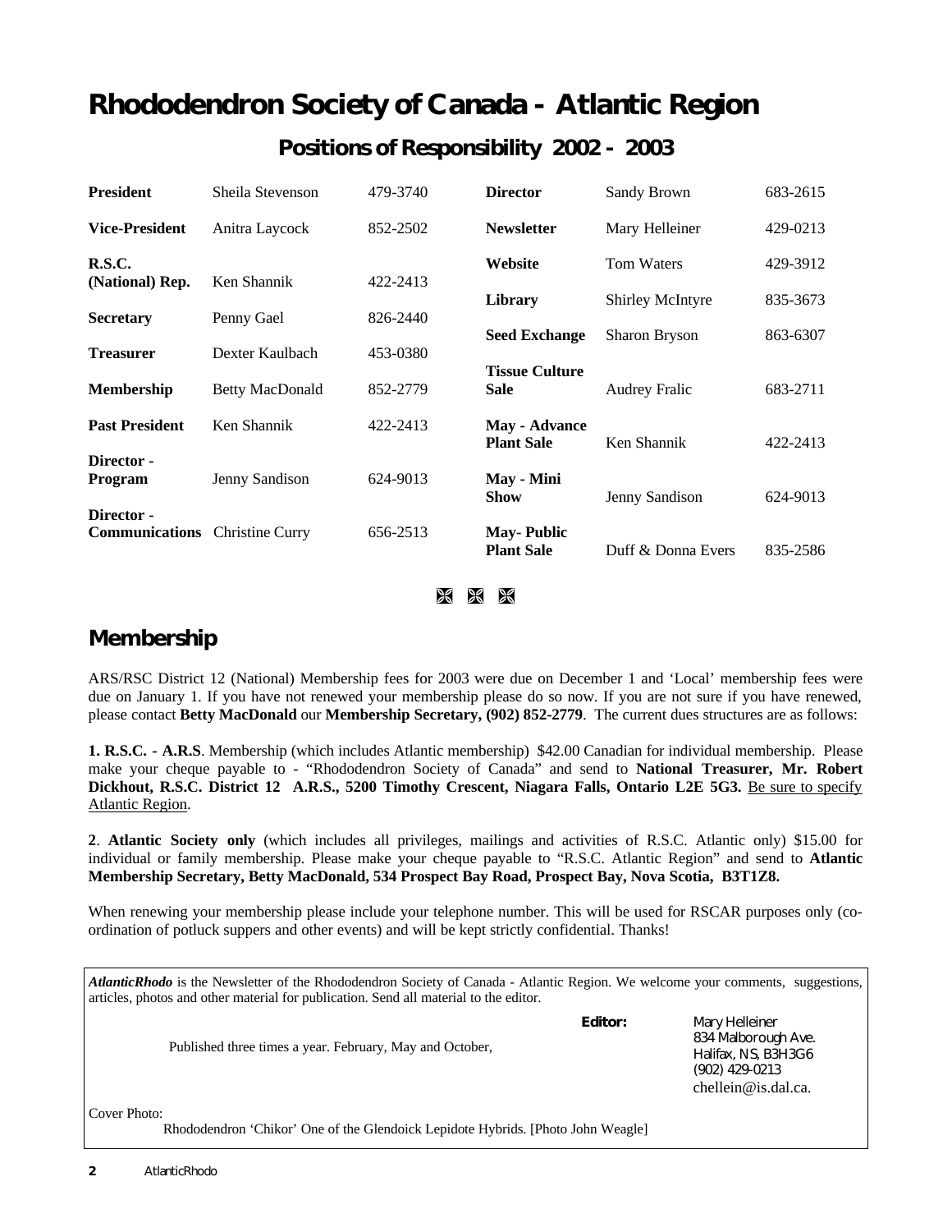# Rhododendron Society of Canada - Atlantic Region

## Positions of Responsibility 2002 - 2003

| Position | Name | Phone | Position | Name | Phone |
|---|---|---|---|---|---|
| **President** | Sheila Stevenson | 479-3740 | **Director** | Sandy Brown | 683-2615 |
| **Vice-President** | Anitra Laycock | 852-2502 | **Newsletter** | Mary Helleiner | 429-0213 |
| **R.S.C. (National) Rep.** | Ken Shannik | 422-2413 | **Website** | Tom Waters | 429-3912 |
| **Secretary** | Penny Gael | 826-2440 | **Library** | Shirley McIntyre | 835-3673 |
| **Treasurer** | Dexter Kaulbach | 453-0380 | **Seed Exchange** | Sharon Bryson | 863-6307 |
| **Membership** | Betty MacDonald | 852-2779 | **Tissue Culture Sale** | Audrey Fralic | 683-2711 |
| **Past President** | Ken Shannik | 422-2413 | **May - Advance Plant Sale** | Ken Shannik | 422-2413 |
| **Director - Program** | Jenny Sandison | 624-9013 | **May - Mini Show** | Jenny Sandison | 624-9013 |
| **Director - Communications** | Christine Curry | 656-2513 | **May- Public Plant Sale** | Duff & Donna Evers | 835-2586 |

## Membership

ARS/RSC District 12 (National) Membership fees for 2003 were due on December 1 and 'Local' membership fees were due on January 1. If you have not renewed your membership please do so now. If you are not sure if you have renewed, please contact **Betty MacDonald** our **Membership Secretary, (902) 852-2779**. The current dues structures are as follows:

**1. R.S.C. - A.R.S**. Membership (which includes Atlantic membership) $42.00 Canadian for individual membership. Please make your cheque payable to - "Rhododendron Society of Canada" and send to **National Treasurer, Mr. Robert Dickhout, R.S.C. District 12 A.R.S., 5200 Timothy Crescent, Niagara Falls, Ontario L2E 5G3.** Be sure to specify Atlantic Region.

**2**. **Atlantic Society only** (which includes all privileges, mailings and activities of R.S.C. Atlantic only) $15.00 for individual or family membership. Please make your cheque payable to "R.S.C. Atlantic Region" and send to **Atlantic Membership Secretary, Betty MacDonald, 534 Prospect Bay Road, Prospect Bay, Nova Scotia, B3T1Z8.**

When renewing your membership please include your telephone number. This will be used for RSCAR purposes only (co-ordination of potluck suppers and other events) and will be kept strictly confidential. Thanks!

***AtlanticRhodo*** is the Newsletter of the Rhododendron Society of Canada - Atlantic Region. We welcome your comments, suggestions, articles, photos and other material for publication. Send all material to the editor.

Published three times a year. February, May and October,

**Editor:** Mary Helleiner
834 Malborough Ave.
Halifax, NS, B3H3G6
(902) 429-0213
chellein@is.dal.ca.

Cover Photo:
Rhododendron 'Chikor' One of the Glendoick Lepidote Hybrids. [Photo John Weagle]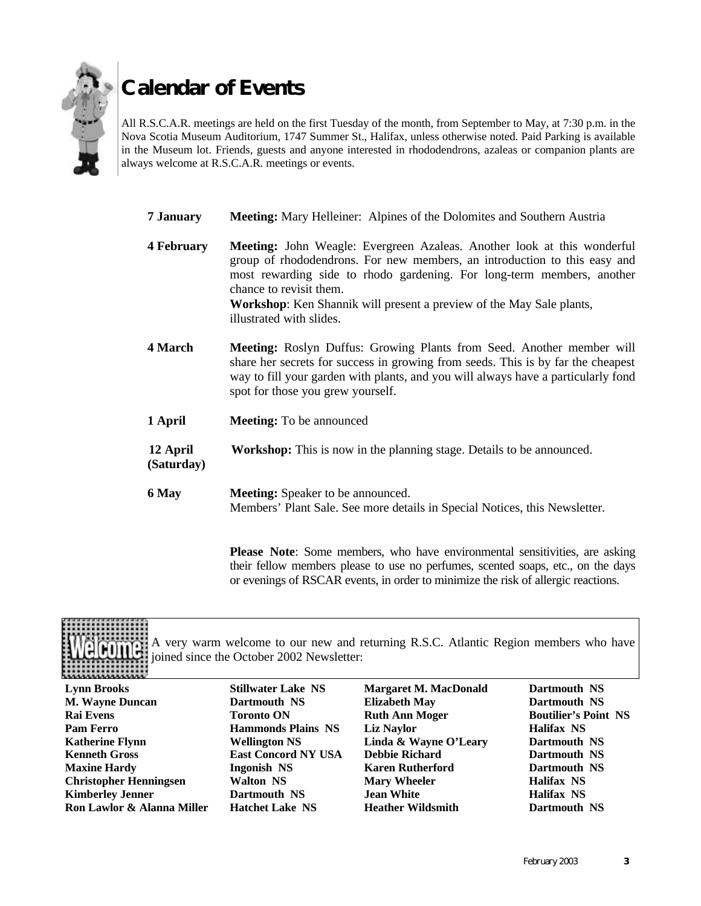# Calendar of Events

All R.S.C.A.R. meetings are held on the first Tuesday of the month, from September to May, at 7:30 p.m. in the Nova Scotia Museum Auditorium, 1747 Summer St., Halifax, unless otherwise noted. Paid Parking is available in the Museum lot. Friends, guests and anyone interested in rhododendrons, azaleas or companion plants are always welcome at R.S.C.A.R. meetings or events.

**7 January** — **Meeting:** Mary Helleiner: Alpines of the Dolomites and Southern Austria

**4 February** — **Meeting:** John Weagle: Evergreen Azaleas. Another look at this wonderful group of rhododendrons. For new members, an introduction to this easy and most rewarding side to rhodo gardening. For long-term members, another chance to revisit them.
**Workshop**: Ken Shannik will present a preview of the May Sale plants, illustrated with slides.

**4 March** — **Meeting:** Roslyn Duffus: Growing Plants from Seed. Another member will share her secrets for success in growing from seeds. This is by far the cheapest way to fill your garden with plants, and you will always have a particularly fond spot for those you grew yourself.

**1 April** — **Meeting:** To be announced

**12 April (Saturday)** — **Workshop:** This is now in the planning stage. Details to be announced.

**6 May** — **Meeting:** Speaker to be announced.
Members' Plant Sale. See more details in Special Notices, this Newsletter.

**Please Note**: Some members, who have environmental sensitivities, are asking their fellow members please to use no perfumes, scented soaps, etc., on the days or evenings of RSCAR events, in order to minimize the risk of allergic reactions.

**Welcome**

A very warm welcome to our new and returning R.S.C. Atlantic Region members who have joined since the October 2002 Newsletter:

| Name | Location |
|---|---|
| **Lynn Brooks** | **Stillwater Lake NS** |
| **M. Wayne Duncan** | **Dartmouth NS** |
| **Rai Evens** | **Toronto ON** |
| **Pam Ferro** | **Hammonds Plains NS** |
| **Katherine Flynn** | **Wellington NS** |
| **Kenneth Gross** | **East Concord NY USA** |
| **Maxine Hardy** | **Ingonish NS** |
| **Christopher Henningsen** | **Walton NS** |
| **Kimberley Jenner** | **Dartmouth NS** |
| **Ron Lawlor & Alanna Miller** | **Hatchet Lake NS** |
| **Margaret M. MacDonald** | **Dartmouth NS** |
| **Elizabeth May** | **Dartmouth NS** |
| **Ruth Ann Moger** | **Boutilier's Point NS** |
| **Liz Naylor** | **Halifax NS** |
| **Linda & Wayne O'Leary** | **Dartmouth NS** |
| **Debbie Richard** | **Dartmouth NS** |
| **Karen Rutherford** | **Dartmouth NS** |
| **Mary Wheeler** | **Halifax NS** |
| **Jean White** | **Halifax NS** |
| **Heather Wildsmith** | **Dartmouth NS** |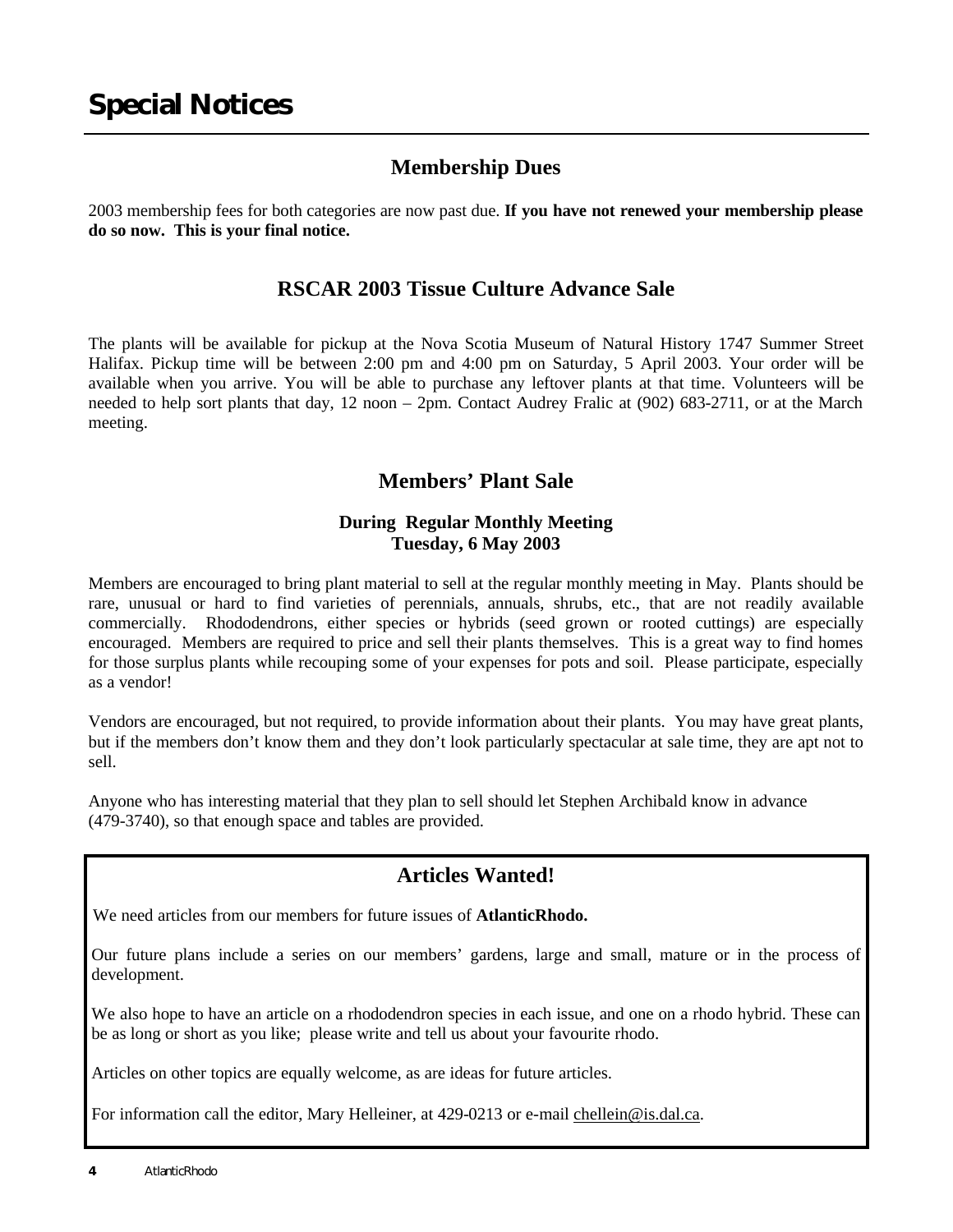# Special Notices

## Membership Dues

2003 membership fees for both categories are now past due. **If you have not renewed your membership please do so now. This is your final notice.**

## RSCAR 2003 Tissue Culture Advance Sale

The plants will be available for pickup at the Nova Scotia Museum of Natural History 1747 Summer Street Halifax. Pickup time will be between 2:00 pm and 4:00 pm on Saturday, 5 April 2003. Your order will be available when you arrive. You will be able to purchase any leftover plants at that time. Volunteers will be needed to help sort plants that day, 12 noon – 2pm. Contact Audrey Fralic at (902) 683-2711, or at the March meeting.

## Members' Plant Sale

### During Regular Monthly Meeting
### Tuesday, 6 May 2003

Members are encouraged to bring plant material to sell at the regular monthly meeting in May. Plants should be rare, unusual or hard to find varieties of perennials, annuals, shrubs, etc., that are not readily available commercially. Rhododendrons, either species or hybrids (seed grown or rooted cuttings) are especially encouraged. Members are required to price and sell their plants themselves. This is a great way to find homes for those surplus plants while recouping some of your expenses for pots and soil. Please participate, especially as a vendor!

Vendors are encouraged, but not required, to provide information about their plants. You may have great plants, but if the members don't know them and they don't look particularly spectacular at sale time, they are apt not to sell.

Anyone who has interesting material that they plan to sell should let Stephen Archibald know in advance (479-3740), so that enough space and tables are provided.

## Articles Wanted!

We need articles from our members for future issues of **AtlanticRhodo.**

Our future plans include a series on our members' gardens, large and small, mature or in the process of development.

We also hope to have an article on a rhododendron species in each issue, and one on a rhodo hybrid. These can be as long or short as you like; please write and tell us about your favourite rhodo.

Articles on other topics are equally welcome, as are ideas for future articles.

For information call the editor, Mary Helleiner, at 429-0213 or e-mail chellein@is.dal.ca.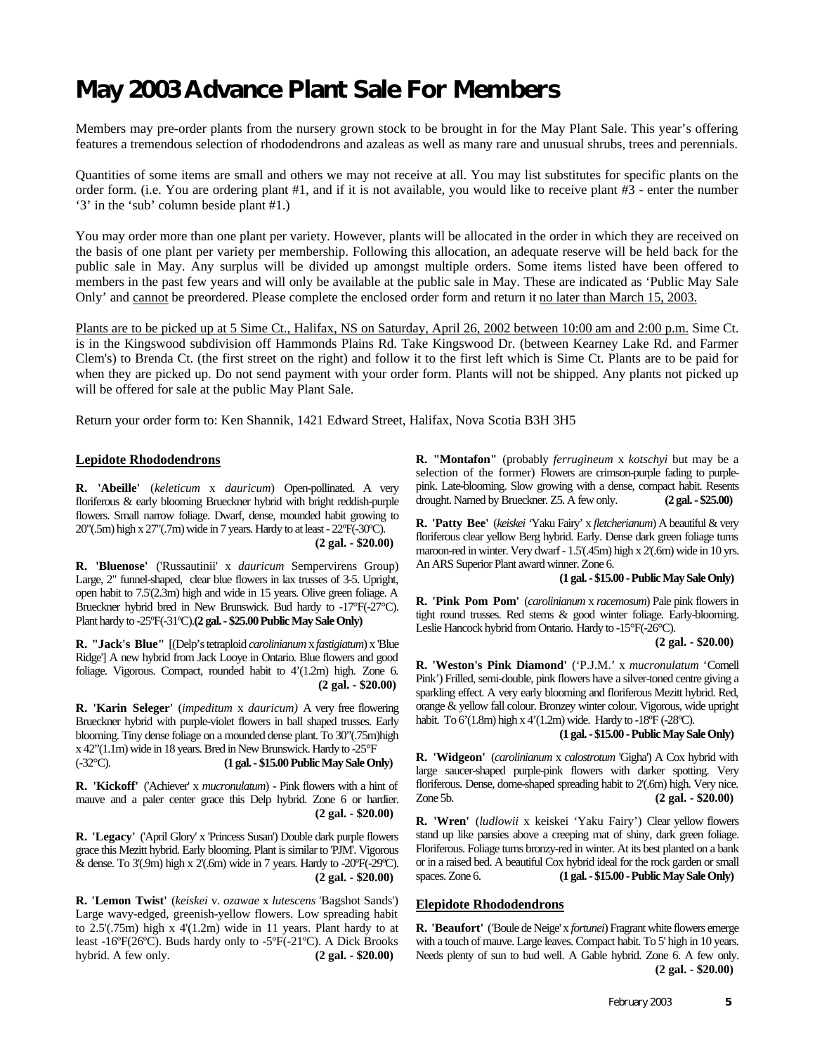# May 2003 Advance Plant Sale For Members

Members may pre-order plants from the nursery grown stock to be brought in for the May Plant Sale. This year's offering features a tremendous selection of rhododendrons and azaleas as well as many rare and unusual shrubs, trees and perennials.

Quantities of some items are small and others we may not receive at all. You may list substitutes for specific plants on the order form. (i.e. You are ordering plant #1, and if it is not available, you would like to receive plant #3 - enter the number '3' in the 'sub' column beside plant #1.)

You may order more than one plant per variety. However, plants will be allocated in the order in which they are received on the basis of one plant per variety per membership. Following this allocation, an adequate reserve will be held back for the public sale in May. Any surplus will be divided up amongst multiple orders. Some items listed have been offered to members in the past few years and will only be available at the public sale in May. These are indicated as 'Public May Sale Only' and <u>cannot</u> be preordered. Please complete the enclosed order form and return it <u>no later than March 15, 2003.</u>

<u>Plants are to be picked up at 5 Sime Ct., Halifax, NS on Saturday, April 26, 2002 between 10:00 am and 2:00 p.m.</u> Sime Ct. is in the Kingswood subdivision off Hammonds Plains Rd. Take Kingswood Dr. (between Kearney Lake Rd. and Farmer Clem's) to Brenda Ct. (the first street on the right) and follow it to the first left which is Sime Ct. Plants are to be paid for when they are picked up. Do not send payment with your order form. Plants will not be shipped. Any plants not picked up will be offered for sale at the public May Plant Sale.

Return your order form to: Ken Shannik, 1421 Edward Street, Halifax, Nova Scotia B3H 3H5

## Lepidote Rhododendrons

**R. 'Abeille'** (*keleticum* x *dauricum*) Open-pollinated. A very floriferous & early blooming Brueckner hybrid with bright reddish-purple flowers. Small narrow foliage. Dwarf, dense, mounded habit growing to 20"(.5m) high x 27"(.7m) wide in 7 years. Hardy to at least - 22ºF(-30ºC). **(2 gal. - $20.00)**

**R. 'Bluenose'** ('Russautinii' x *dauricum* Sempervirens Group) Large, 2" funnel-shaped, clear blue flowers in lax trusses of 3-5. Upright, open habit to 7.5'(2.3m) high and wide in 15 years. Olive green foliage. A Brueckner hybrid bred in New Brunswick. Bud hardy to -17°F(-27°C). Plant hardy to -25ºF(-31ºC).**(2 gal. - $25.00 Public May Sale Only)**

**R. "Jack's Blue"** [(Delp's tetraploid *carolinianum* x *fastigiatum*) x 'Blue Ridge'] A new hybrid from Jack Looye in Ontario. Blue flowers and good foliage. Vigorous. Compact, rounded habit to 4'(1.2m) high. Zone 6. **(2 gal. - $20.00)**

**R. 'Karin Seleger'** (*impeditum* x *dauricum)* A very free flowering Brueckner hybrid with purple-violet flowers in ball shaped trusses. Early blooming. Tiny dense foliage on a mounded dense plant. To 30"(.75m)high x 42"(1.1m) wide in 18 years. Bred in New Brunswick. Hardy to -25°F (-32°C). **(1 gal. - $15.00 Public May Sale Only)**

**R. 'Kickoff'** ('Achiever' x *mucronulatum*) - Pink flowers with a hint of mauve and a paler center grace this Delp hybrid. Zone 6 or hardier. **(2 gal. - $20.00)**

**R. 'Legacy'** ('April Glory' x 'Princess Susan') Double dark purple flowers grace this Mezitt hybrid. Early blooming. Plant is similar to 'PJM'. Vigorous & dense. To 3'(.9m) high x 2'(.6m) wide in 7 years. Hardy to -20ºF(-29ºC). **(2 gal. - $20.00)**

**R. 'Lemon Twist'** (*keiskei* v. *ozawae* x *lutescens* 'Bagshot Sands') Large wavy-edged, greenish-yellow flowers. Low spreading habit to 2.5'(.75m) high x 4'(1.2m) wide in 11 years. Plant hardy to at least -16ºF(26ºC). Buds hardy only to -5ºF(-21ºC). A Dick Brooks hybrid. A few only. **(2 gal. - $20.00)**

**R. "Montafon"** (probably *ferrugineum* x *kotschyi* but may be a selection of the former) Flowers are crimson-purple fading to purple-pink. Late-blooming. Slow growing with a dense, compact habit. Resents drought. Named by Brueckner. Z5. A few only. **(2 gal. - $25.00)**

**R. 'Patty Bee'** (*keiskei* 'Yaku Fairy' x *fletcherianum*) A beautiful & very floriferous clear yellow Berg hybrid. Early. Dense dark green foliage turns maroon-red in winter. Very dwarf - 1.5'(.45m) high x 2'(.6m) wide in 10 yrs. An ARS Superior Plant award winner. Zone 6. **(1 gal. - $15.00 - Public May Sale Only)**

**R. 'Pink Pom Pom'** (*carolinianum* x *racemosum*) Pale pink flowers in tight round trusses. Red stems & good winter foliage. Early-blooming. Leslie Hancock hybrid from Ontario. Hardy to -15°F(-26°C). **(2 gal. - $20.00)**

**R. 'Weston's Pink Diamond'** ('P.J.M.' x *mucronulatum* 'Cornell Pink') Frilled, semi-double, pink flowers have a silver-toned centre giving a sparkling effect. A very early blooming and floriferous Mezitt hybrid. Red, orange & yellow fall colour. Bronzey winter colour. Vigorous, wide upright habit. To 6'(1.8m) high x 4'(1.2m) wide. Hardy to -18ºF (-28ºC). **(1 gal. - $15.00 - Public May Sale Only)**

**R. 'Widgeon'** (*carolinianum* x *calostrotum* 'Gigha') A Cox hybrid with large saucer-shaped purple-pink flowers with darker spotting. Very floriferous. Dense, dome-shaped spreading habit to 2'(.6m) high. Very nice. Zone 5b. **(2 gal. - $20.00)**

**R. 'Wren'** (*ludlowii* x keiskei 'Yaku Fairy') Clear yellow flowers stand up like pansies above a creeping mat of shiny, dark green foliage. Floriferous. Foliage turns bronzy-red in winter. At its best planted on a bank or in a raised bed. A beautiful Cox hybrid ideal for the rock garden or small spaces. Zone 6. **(1 gal. - $15.00 - Public May Sale Only)**

## Elepidote Rhododendrons

**R. 'Beaufort'** ('Boule de Neige' x *fortunei*) Fragrant white flowers emerge with a touch of mauve. Large leaves. Compact habit. To 5' high in 10 years. Needs plenty of sun to bud well. A Gable hybrid. Zone 6. A few only. **(2 gal. - $20.00)**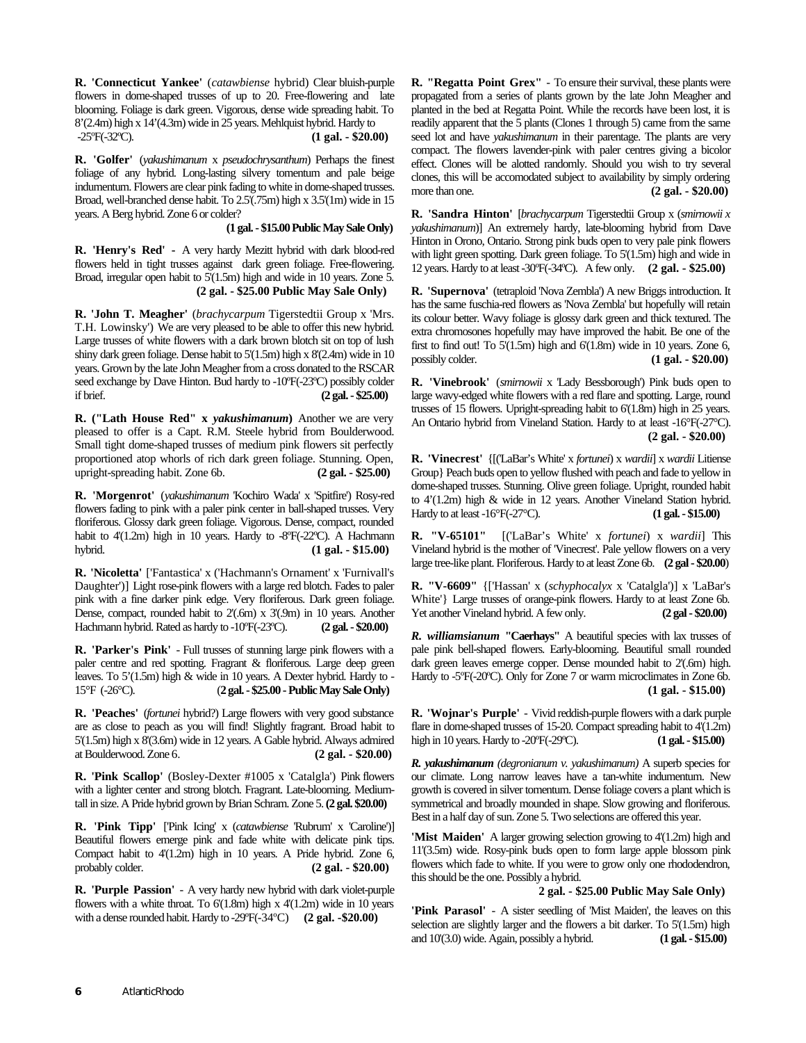**R. 'Connecticut Yankee'** (*catawbiense* hybrid) Clear bluish-purple flowers in dome-shaped trusses of up to 20. Free-flowering and late blooming. Foliage is dark green. Vigorous, dense wide spreading habit. To 8'(2.4m) high x 14'(4.3m) wide in 25 years. Mehlquist hybrid. Hardy to -25ºF(-32ºC). **(1 gal. - $20.00)**

**R. 'Golfer'** (*yakushimanum* x *pseudochrysanthum*) Perhaps the finest foliage of any hybrid. Long-lasting silvery tomentum and pale beige indumentum. Flowers are clear pink fading to white in dome-shaped trusses. Broad, well-branched dense habit. To 2.5'(.75m) high x 3.5'(1m) wide in 15 years. A Berg hybrid. Zone 6 or colder?

**(1 gal. - $15.00 Public May Sale Only)**

**R. 'Henry's Red'** - A very hardy Mezitt hybrid with dark blood-red flowers held in tight trusses against dark green foliage. Free-flowering. Broad, irregular open habit to 5'(1.5m) high and wide in 10 years. Zone 5.

**(2 gal. - $25.00 Public May Sale Only)**

**R. 'John T. Meagher'** (*brachycarpum* Tigerstedtii Group x 'Mrs. T.H. Lowinsky') We are very pleased to be able to offer this new hybrid. Large trusses of white flowers with a dark brown blotch sit on top of lush shiny dark green foliage. Dense habit to 5'(1.5m) high x 8'(2.4m) wide in 10 years. Grown by the late John Meagher from a cross donated to the RSCAR seed exchange by Dave Hinton. Bud hardy to -10ºF(-23ºC) possibly colder if brief. **(2 gal. - $25.00)**

**R. ("Lath House Red" x *yakushimanum*)** Another we are very pleased to offer is a Capt. R.M. Steele hybrid from Boulderwood. Small tight dome-shaped trusses of medium pink flowers sit perfectly proportioned atop whorls of rich dark green foliage. Stunning. Open, upright-spreading habit. Zone 6b. **(2 gal. - $25.00)**

**R. 'Morgenrot'** (*yakushimanum* 'Kochiro Wada' x 'Spitfire') Rosy-red flowers fading to pink with a paler pink center in ball-shaped trusses. Very floriferous. Glossy dark green foliage. Vigorous. Dense, compact, rounded habit to 4'(1.2m) high in 10 years. Hardy to -8ºF(-22ºC). A Hachmann hybrid. **(1 gal. - $15.00)**

**R. 'Nicoletta'** ['Fantastica' x ('Hachmann's Ornament' x 'Furnivall's Daughter')] Light rose-pink flowers with a large red blotch. Fades to paler pink with a fine darker pink edge. Very floriferous. Dark green foliage. Dense, compact, rounded habit to 2'(.6m) x 3'(.9m) in 10 years. Another Hachmann hybrid. Rated as hardy to -10ºF(-23ºC). **(2 gal. - $20.00)**

**R. 'Parker's Pink'** - Full trusses of stunning large pink flowers with a paler centre and red spotting. Fragrant & floriferous. Large deep green leaves. To 5'(1.5m) high & wide in 10 years. A Dexter hybrid. Hardy to -15°F (-26°C). **(2 gal. - $25.00 - Public May Sale Only)**

**R. 'Peaches'** (*fortunei* hybrid?) Large flowers with very good substance are as close to peach as you will find! Slightly fragrant. Broad habit to 5'(1.5m) high x 8'(3.6m) wide in 12 years. A Gable hybrid. Always admired at Boulderwood. Zone 6. **(2 gal. - $20.00)**

**R. 'Pink Scallop'** (Bosley-Dexter #1005 x 'Catalgla') Pink flowers with a lighter center and strong blotch. Fragrant. Late-blooming. Medium-tall in size. A Pride hybrid grown by Brian Schram. Zone 5. **(2 gal. $20.00)**

**R. 'Pink Tipp'** ['Pink Icing' x (*catawbiense* 'Rubrum' x 'Caroline')] Beautiful flowers emerge pink and fade white with delicate pink tips. Compact habit to 4'(1.2m) high in 10 years. A Pride hybrid. Zone 6, probably colder. **(2 gal. - $20.00)**

**R. 'Purple Passion'** - A very hardy new hybrid with dark violet-purple flowers with a white throat. To 6'(1.8m) high x 4'(1.2m) wide in 10 years with a dense rounded habit. Hardy to -29ºF(-34ºC) **(2 gal. -$20.00)**

**R. "Regatta Point Grex"** - To ensure their survival, these plants were propagated from a series of plants grown by the late John Meagher and planted in the bed at Regatta Point. While the records have been lost, it is readily apparent that the 5 plants (Clones 1 through 5) came from the same seed lot and have *yakushimanum* in their parentage. The plants are very compact. The flowers lavender-pink with paler centres giving a bicolor effect. Clones will be alotted randomly. Should you wish to try several clones, this will be accomodated subject to availability by simply ordering more than one. **(2 gal. - $20.00)**

**R. 'Sandra Hinton'** [*brachycarpum* Tigerstedtii Group x (*smirnowii x yakushimanum*)] An extremely hardy, late-blooming hybrid from Dave Hinton in Orono, Ontario. Strong pink buds open to very pale pink flowers with light green spotting. Dark green foliage. To 5'(1.5m) high and wide in 12 years. Hardy to at least -30ºF(-34ºC). A few only. **(2 gal. - $25.00)**

**R. 'Supernova'** (tetraploid 'Nova Zembla') A new Briggs introduction. It has the same fuschia-red flowers as 'Nova Zembla' but hopefully will retain its colour better. Wavy foliage is glossy dark green and thick textured. The extra chromosones hopefully may have improved the habit. Be one of the first to find out! To 5'(1.5m) high and 6'(1.8m) wide in 10 years. Zone 6, possibly colder. **(1 gal. - $20.00)**

**R. 'Vinebrook'** (*smirnowii* x 'Lady Bessborough') Pink buds open to large wavy-edged white flowers with a red flare and spotting. Large, round trusses of 15 flowers. Upright-spreading habit to 6'(1.8m) high in 25 years. An Ontario hybrid from Vineland Station. Hardy to at least -16°F(-27°C).

**(2 gal. - $20.00)**

**R. 'Vinecrest'** {[('LaBar's White' x *fortunei*) x *wardii*] x *wardii* Litiense Group} Peach buds open to yellow flushed with peach and fade to yellow in dome-shaped trusses. Stunning. Olive green foliage. Upright, rounded habit to 4'(1.2m) high & wide in 12 years. Another Vineland Station hybrid. Hardy to at least -16°F(-27°C). **(1 gal. - $15.00)**

**R. "V-65101"** [('LaBar's White' x *fortunei*) x *wardii*] This Vineland hybrid is the mother of 'Vinecrest'. Pale yellow flowers on a very large tree-like plant. Floriferous. Hardy to at least Zone 6b. **(2 gal - $20.00)**

**R. "V-6609"** {['Hassan' x (*schyphocalyx* x 'Catalgla')] x 'LaBar's White'} Large trusses of orange-pink flowers. Hardy to at least Zone 6b. Yet another Vineland hybrid. A few only. **(2 gal - $20.00)**

***R. williamsianum* "Caerhays"** A beautiful species with lax trusses of pale pink bell-shaped flowers. Early-blooming. Beautiful small rounded dark green leaves emerge copper. Dense mounded habit to 2'(.6m) high. Hardy to -5ºF(-20ºC). Only for Zone 7 or warm microclimates in Zone 6b.

**(1 gal. - $15.00)**

**R. 'Wojnar's Purple'** - Vivid reddish-purple flowers with a dark purple flare in dome-shaped trusses of 15-20. Compact spreading habit to 4'(1.2m) high in 10 years. Hardy to -20ºF(-29ºC). **(1 gal. - $15.00)**

***R. yakushimanum (degronianum v. yakushimanum)*** A superb species for our climate. Long narrow leaves have a tan-white indumentum. New growth is covered in silver tomentum. Dense foliage covers a plant which is symmetrical and broadly mounded in shape. Slow growing and floriferous. Best in a half day of sun. Zone 5. Two selections are offered this year.

**'Mist Maiden'** A larger growing selection growing to 4'(1.2m) high and 11'(3.5m) wide. Rosy-pink buds open to form large apple blossom pink flowers which fade to white. If you were to grow only one rhododendron, this should be the one. Possibly a hybrid.

**2 gal. - $25.00 Public May Sale Only)**

**'Pink Parasol'** - A sister seedling of 'Mist Maiden', the leaves on this selection are slightly larger and the flowers a bit darker. To 5'(1.5m) high and 10'(3.0) wide. Again, possibly a hybrid. **(1 gal. - $15.00)**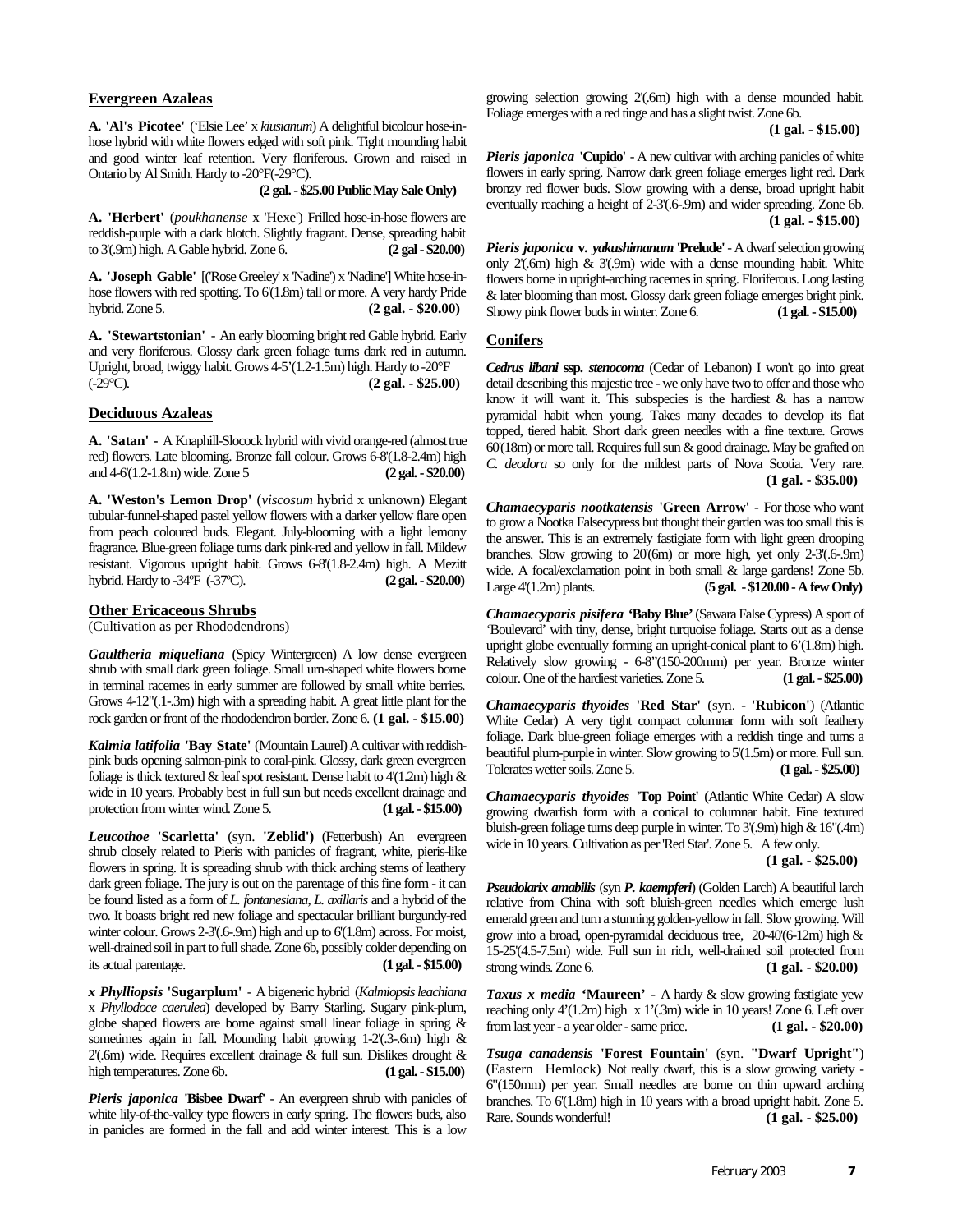## Evergreen Azaleas

**A. 'Al's Picotee'** ('Elsie Lee' x *kiusianum*) A delightful bicolour hose-in-hose hybrid with white flowers edged with soft pink. Tight mounding habit and good winter leaf retention. Very floriferous. Grown and raised in Ontario by Al Smith. Hardy to -20°F(-29°C). **(2 gal. - $25.00 Public May Sale Only)**

**A. 'Herbert'** (*poukhanense* x 'Hexe') Frilled hose-in-hose flowers are reddish-purple with a dark blotch. Slightly fragrant. Dense, spreading habit to 3'(.9m) high. A Gable hybrid. Zone 6. **(2 gal - $20.00)**

**A. 'Joseph Gable'** [('Rose Greeley' x 'Nadine') x 'Nadine'] White hose-in-hose flowers with red spotting. To 6'(1.8m) tall or more. A very hardy Pride hybrid. Zone 5. **(2 gal. - $20.00)**

**A. 'Stewartstonian'** - An early blooming bright red Gable hybrid. Early and very floriferous. Glossy dark green foliage turns dark red in autumn. Upright, broad, twiggy habit. Grows 4-5'(1.2-1.5m) high. Hardy to -20°F (-29°C). **(2 gal. - $25.00)**

## Deciduous Azaleas

**A. 'Satan'** - A Knaphill-Slocock hybrid with vivid orange-red (almost true red) flowers. Late blooming. Bronze fall colour. Grows 6-8'(1.8-2.4m) high and 4-6'(1.2-1.8m) wide. Zone 5 **(2 gal. - $20.00)**

**A. 'Weston's Lemon Drop'** (*viscosum* hybrid x unknown) Elegant tubular-funnel-shaped pastel yellow flowers with a darker yellow flare open from peach coloured buds. Elegant. July-blooming with a light lemony fragrance. Blue-green foliage turns dark pink-red and yellow in fall. Mildew resistant. Vigorous upright habit. Grows 6-8'(1.8-2.4m) high. A Mezitt hybrid. Hardy to -34ºF (-37ºC). **(2 gal. - $20.00)**

## Other Ericaceous Shrubs

(Cultivation as per Rhododendrons)

***Gaultheria miqueliana*** (Spicy Wintergreen) A low dense evergreen shrub with small dark green foliage. Small urn-shaped white flowers borne in terminal racemes in early summer are followed by small white berries. Grows 4-12"(.1-.3m) high with a spreading habit. A great little plant for the rock garden or front of the rhododendron border. Zone 6. **(1 gal. - $15.00)**

***Kalmia latifolia* 'Bay State'** (Mountain Laurel) A cultivar with reddish-pink buds opening salmon-pink to coral-pink. Glossy, dark green evergreen foliage is thick textured & leaf spot resistant. Dense habit to 4'(1.2m) high & wide in 10 years. Probably best in full sun but needs excellent drainage and protection from winter wind. Zone 5. **(1 gal. - $15.00)**

***Leucothoe* 'Scarletta'** (syn. **'Zeblid')** (Fetterbush) An evergreen shrub closely related to Pieris with panicles of fragrant, white, pieris-like flowers in spring. It is spreading shrub with thick arching stems of leathery dark green foliage. The jury is out on the parentage of this fine form - it can be found listed as a form of *L. fontanesiana*, *L. axillaris* and a hybrid of the two. It boasts bright red new foliage and spectacular brilliant burgundy-red winter colour. Grows 2-3'(.6-.9m) high and up to 6'(1.8m) across. For moist, well-drained soil in part to full shade. Zone 6b, possibly colder depending on its actual parentage. **(1 gal. - $15.00)**

***x Phylliopsis* 'Sugarplum'** - A bigeneric hybrid (*Kalmiopsis leachiana* x *Phyllodoce caerulea*) developed by Barry Starling. Sugary pink-plum, globe shaped flowers are borne against small linear foliage in spring & sometimes again in fall. Mounding habit growing 1-2'(.3-.6m) high & 2'(.6m) wide. Requires excellent drainage & full sun. Dislikes drought & high temperatures. Zone 6b. **(1 gal. - $15.00)**

***Pieris japonica* 'Bisbee Dwarf'** - An evergreen shrub with panicles of white lily-of-the-valley type flowers in early spring. The flowers buds, also in panicles are formed in the fall and add winter interest. This is a low growing selection growing 2'(.6m) high with a dense mounded habit. Foliage emerges with a red tinge and has a slight twist. Zone 6b. **(1 gal. - $15.00)**

***Pieris japonica* 'Cupido'** - A new cultivar with arching panicles of white flowers in early spring. Narrow dark green foliage emerges light red. Dark bronzy red flower buds. Slow growing with a dense, broad upright habit eventually reaching a height of 2-3'(.6-.9m) and wider spreading. Zone 6b. **(1 gal. - $15.00)**

***Pieris japonica* v. *yakushimanum* 'Prelude'** - A dwarf selection growing only 2'(.6m) high & 3'(.9m) wide with a dense mounding habit. White flowers borne in upright-arching racemes in spring. Floriferous. Long lasting & later blooming than most. Glossy dark green foliage emerges bright pink. Showy pink flower buds in winter. Zone 6. **(1 gal. - $15.00)**

## Conifers

***Cedrus libani* ssp. *stenocoma*** (Cedar of Lebanon) I won't go into great detail describing this majestic tree - we only have two to offer and those who know it will want it. This subspecies is the hardiest & has a narrow pyramidal habit when young. Takes many decades to develop its flat topped, tiered habit. Short dark green needles with a fine texture. Grows 60'(18m) or more tall. Requires full sun & good drainage. May be grafted on *C. deodora* so only for the mildest parts of Nova Scotia. Very rare. **(1 gal. - $35.00)**

***Chamaecyparis nootkatensis* 'Green Arrow'** - For those who want to grow a Nootka Falsecypress but thought their garden was too small this is the answer. This is an extremely fastigiate form with light green drooping branches. Slow growing to 20'(6m) or more high, yet only 2-3'(.6-.9m) wide. A focal/exclamation point in both small & large gardens! Zone 5b. Large 4'(1.2m) plants. **(5 gal. - $120.00 - A few Only)**

***Chamaecyparis pisifera* 'Baby Blue'** (Sawara False Cypress) A sport of 'Boulevard' with tiny, dense, bright turquoise foliage. Starts out as a dense upright globe eventually forming an upright-conical plant to 6'(1.8m) high. Relatively slow growing - 6-8"(150-200mm) per year. Bronze winter colour. One of the hardiest varieties. Zone 5. **(1 gal. - $25.00)**

***Chamaecyparis thyoides* 'Red Star'** (syn. - **'Rubicon'**) (Atlantic White Cedar) A very tight compact columnar form with soft feathery foliage. Dark blue-green foliage emerges with a reddish tinge and turns a beautiful plum-purple in winter. Slow growing to 5'(1.5m) or more. Full sun. Tolerates wetter soils. Zone 5. **(1 gal. - $25.00)**

***Chamaecyparis thyoides* 'Top Point'** (Atlantic White Cedar) A slow growing dwarfish form with a conical to columnar habit. Fine textured bluish-green foliage turns deep purple in winter. To 3'(.9m) high & 16"(.4m) wide in 10 years. Cultivation as per 'Red Star'. Zone 5. A few only. **(1 gal. - $25.00)**

***Pseudolarix amabilis*** (syn ***P. kaempferi***) (Golden Larch) A beautiful larch relative from China with soft bluish-green needles which emerge lush emerald green and turn a stunning golden-yellow in fall. Slow growing. Will grow into a broad, open-pyramidal deciduous tree, 20-40'(6-12m) high & 15-25'(4.5-7.5m) wide. Full sun in rich, well-drained soil protected from strong winds. Zone 6. **(1 gal. - $20.00)**

***Taxus x media* 'Maureen'** - A hardy & slow growing fastigiate yew reaching only 4'(1.2m) high x 1'(.3m) wide in 10 years! Zone 6. Left over from last year - a year older - same price. **(1 gal. - $20.00)**

***Tsuga canadensis* 'Forest Fountain'** (syn. **"Dwarf Upright"**) (Eastern Hemlock) Not really dwarf, this is a slow growing variety - 6"(150mm) per year. Small needles are borne on thin upward arching branches. To 6'(1.8m) high in 10 years with a broad upright habit. Zone 5. Rare. Sounds wonderful! **(1 gal. - $25.00)**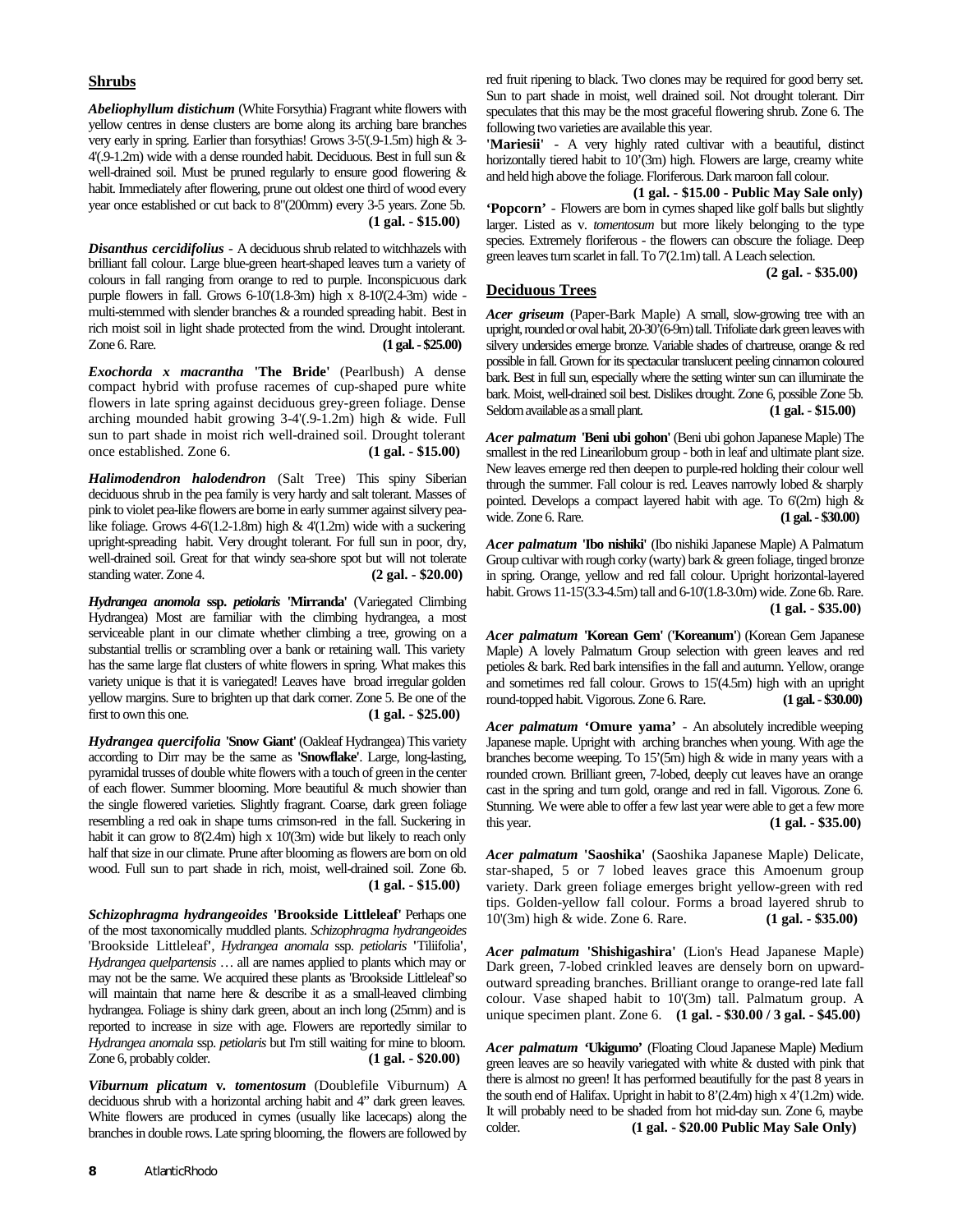## Shrubs

***Abeliophyllum distichum*** (White Forsythia) Fragrant white flowers with yellow centres in dense clusters are borne along its arching bare branches very early in spring. Earlier than forsythias! Grows 3-5'(.9-1.5m) high & 3-4'(.9-1.2m) wide with a dense rounded habit. Deciduous. Best in full sun & well-drained soil. Must be pruned regularly to ensure good flowering & habit. Immediately after flowering, prune out oldest one third of wood every year once established or cut back to 8"(200mm) every 3-5 years. Zone 5b. **(1 gal. - $15.00)**

***Disanthus cercidifolius*** - A deciduous shrub related to witchhazels with brilliant fall colour. Large blue-green heart-shaped leaves turn a variety of colours in fall ranging from orange to red to purple. Inconspicuous dark purple flowers in fall. Grows 6-10'(1.8-3m) high x 8-10'(2.4-3m) wide - multi-stemmed with slender branches & a rounded spreading habit. Best in rich moist soil in light shade protected from the wind. Drought intolerant. Zone 6. Rare. **(1 gal. - $25.00)**

***Exochorda x macrantha* 'The Bride'** (Pearlbush) A dense compact hybrid with profuse racemes of cup-shaped pure white flowers in late spring against deciduous grey-green foliage. Dense arching mounded habit growing 3-4'(.9-1.2m) high & wide. Full sun to part shade in moist rich well-drained soil. Drought tolerant once established. Zone 6. **(1 gal. - $15.00)**

***Halimodendron halodendron*** (Salt Tree) This spiny Siberian deciduous shrub in the pea family is very hardy and salt tolerant. Masses of pink to violet pea-like flowers are borne in early summer against silvery pea-like foliage. Grows 4-6'(1.2-1.8m) high & 4'(1.2m) wide with a suckering upright-spreading habit. Very drought tolerant. For full sun in poor, dry, well-drained soil. Great for that windy sea-shore spot but will not tolerate standing water. Zone 4. **(2 gal. - $20.00)**

***Hydrangea anomola* ssp. *petiolaris* 'Mirranda'** (Variegated Climbing Hydrangea) Most are familiar with the climbing hydrangea, a most serviceable plant in our climate whether climbing a tree, growing on a substantial trellis or scrambling over a bank or retaining wall. This variety has the same large flat clusters of white flowers in spring. What makes this variety unique is that it is variegated! Leaves have broad irregular golden yellow margins. Sure to brighten up that dark corner. Zone 5. Be one of the first to own this one. **(1 gal. - $25.00)**

***Hydrangea quercifolia* 'Snow Giant'** (Oakleaf Hydrangea) This variety according to Dirr may be the same as **'Snowflake'**. Large, long-lasting, pyramidal trusses of double white flowers with a touch of green in the center of each flower. Summer blooming. More beautiful & much showier than the single flowered varieties. Slightly fragrant. Coarse, dark green foliage resembling a red oak in shape turns crimson-red in the fall. Suckering in habit it can grow to 8'(2.4m) high x 10'(3m) wide but likely to reach only half that size in our climate. Prune after blooming as flowers are born on old wood. Full sun to part shade in rich, moist, well-drained soil. Zone 6b. **(1 gal. - $15.00)**

***Schizophragma hydrangeoides* 'Brookside Littleleaf'** Perhaps one of the most taxonomically muddled plants. *Schizophragma hydrangeoides* 'Brookside Littleleaf', *Hydrangea anomala* ssp. *petiolaris* 'Tiliifolia', *Hydrangea quelpartensis* … all are names applied to plants which may or may not be the same. We acquired these plants as 'Brookside Littleleaf' so will maintain that name here & describe it as a small-leaved climbing hydrangea. Foliage is shiny dark green, about an inch long (25mm) and is reported to increase in size with age. Flowers are reportedly similar to *Hydrangea anomala* ssp. *petiolaris* but I'm still waiting for mine to bloom. Zone 6, probably colder. **(1 gal. - $20.00)**

***Viburnum plicatum* v. *tomentosum*** (Doublefile Viburnum) A deciduous shrub with a horizontal arching habit and 4" dark green leaves. White flowers are produced in cymes (usually like lacecaps) along the branches in double rows. Late spring blooming, the flowers are followed by red fruit ripening to black. Two clones may be required for good berry set. Sun to part shade in moist, well drained soil. Not drought tolerant. Dirr speculates that this may be the most graceful flowering shrub. Zone 6. The following two varieties are available this year.

**'Mariesii'** - A very highly rated cultivar with a beautiful, distinct horizontally tiered habit to 10'(3m) high. Flowers are large, creamy white and held high above the foliage. Floriferous. Dark maroon fall colour. **(1 gal. - $15.00 - Public May Sale only)**

**'Popcorn'** - Flowers are born in cymes shaped like golf balls but slightly larger. Listed as v. *tomentosum* but more likely belonging to the type species. Extremely floriferous - the flowers can obscure the foliage. Deep green leaves turn scarlet in fall. To 7'(2.1m) tall. A Leach selection. **(2 gal. - $35.00)**

## Deciduous Trees

***Acer griseum*** (Paper-Bark Maple) A small, slow-growing tree with an upright, rounded or oval habit, 20-30'(6-9m) tall. Trifoliate dark green leaves with silvery undersides emerge bronze. Variable shades of chartreuse, orange & red possible in fall. Grown for its spectacular translucent peeling cinnamon coloured bark. Best in full sun, especially where the setting winter sun can illuminate the bark. Moist, well-drained soil best. Dislikes drought. Zone 6, possible Zone 5b. Seldom available as a small plant. **(1 gal. - $15.00)**

***Acer palmatum* 'Beni ubi gohon'** (Beni ubi gohon Japanese Maple) The smallest in the red Linearilobum group - both in leaf and ultimate plant size. New leaves emerge red then deepen to purple-red holding their colour well through the summer. Fall colour is red. Leaves narrowly lobed & sharply pointed. Develops a compact layered habit with age. To 6'(2m) high & wide. Zone 6. Rare. **(1 gal. - $30.00)**

***Acer palmatum* 'Ibo nishiki'** (Ibo nishiki Japanese Maple) A Palmatum Group cultivar with rough corky (warty) bark & green foliage, tinged bronze in spring. Orange, yellow and red fall colour. Upright horizontal-layered habit. Grows 11-15'(3.3-4.5m) tall and 6-10'(1.8-3.0m) wide. Zone 6b. Rare. **(1 gal. - $35.00)**

***Acer palmatum* 'Korean Gem'** (**'Koreanum'**) (Korean Gem Japanese Maple) A lovely Palmatum Group selection with green leaves and red petioles & bark. Red bark intensifies in the fall and autumn. Yellow, orange and sometimes red fall colour. Grows to 15'(4.5m) high with an upright round-topped habit. Vigorous. Zone 6. Rare. **(1 gal. - $30.00)**

***Acer palmatum* 'Omure yama'** - An absolutely incredible weeping Japanese maple. Upright with arching branches when young. With age the branches become weeping. To 15'(5m) high & wide in many years with a rounded crown. Brilliant green, 7-lobed, deeply cut leaves have an orange cast in the spring and turn gold, orange and red in fall. Vigorous. Zone 6. Stunning. We were able to offer a few last year were able to get a few more this year. **(1 gal. - $35.00)**

***Acer palmatum* 'Saoshika'** (Saoshika Japanese Maple) Delicate, star-shaped, 5 or 7 lobed leaves grace this Amoenum group variety. Dark green foliage emerges bright yellow-green with red tips. Golden-yellow fall colour. Forms a broad layered shrub to 10'(3m) high & wide. Zone 6. Rare. **(1 gal. - $35.00)**

***Acer palmatum* 'Shishigashira'** (Lion's Head Japanese Maple) Dark green, 7-lobed crinkled leaves are densely born on upward-outward spreading branches. Brilliant orange to orange-red late fall colour. Vase shaped habit to 10'(3m) tall. Palmatum group. A unique specimen plant. Zone 6. **(1 gal. - $30.00 / 3 gal. - $45.00)**

***Acer palmatum* 'Ukigumo'** (Floating Cloud Japanese Maple) Medium green leaves are so heavily variegated with white & dusted with pink that there is almost no green! It has performed beautifully for the past 8 years in the south end of Halifax. Upright in habit to 8'(2.4m) high x 4'(1.2m) wide. It will probably need to be shaded from hot mid-day sun. Zone 6, maybe colder. **(1 gal. - $20.00 Public May Sale Only)**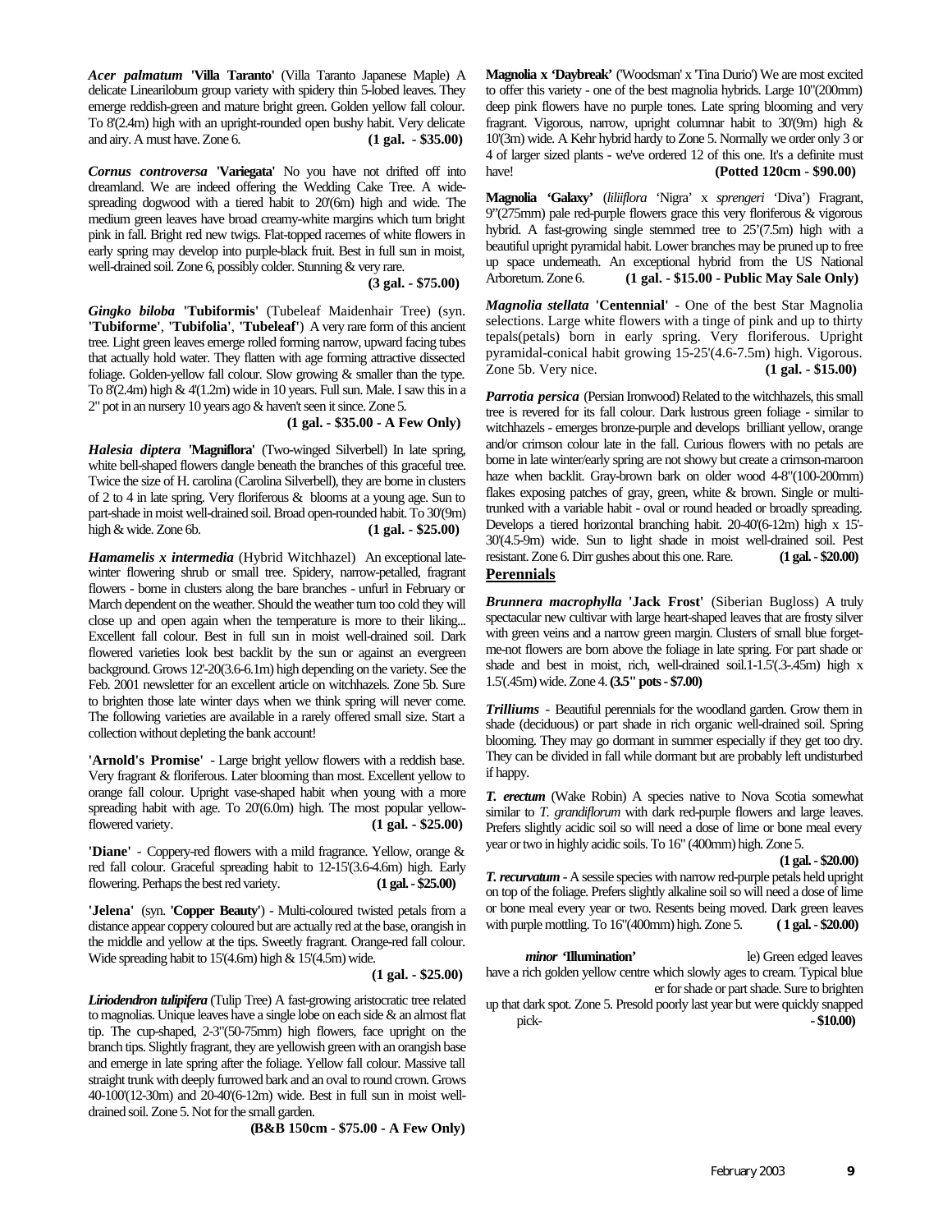***Acer palmatum* 'Villa Taranto'** (Villa Taranto Japanese Maple) A delicate Linearilobum group variety with spidery thin 5-lobed leaves. They emerge reddish-green and mature bright green. Golden yellow fall colour. To 8'(2.4m) high with an upright-rounded open bushy habit. Very delicate and airy. A must have. Zone 6. **(1 gal. - $35.00)**

***Cornus controversa* 'Variegata'** No you have not drifted off into dreamland. We are indeed offering the Wedding Cake Tree. A wide-spreading dogwood with a tiered habit to 20'(6m) high and wide. The medium green leaves have broad creamy-white margins which turn bright pink in fall. Bright red new twigs. Flat-topped racemes of white flowers in early spring may develop into purple-black fruit. Best in full sun in moist, well-drained soil. Zone 6, possibly colder. Stunning & very rare. **(3 gal. - $75.00)**

***Gingko biloba* 'Tubiformis'** (Tubeleaf Maidenhair Tree) (syn. **'Tubiforme'**, **'Tubifolia'**, **'Tubeleaf'**) A very rare form of this ancient tree. Light green leaves emerge rolled forming narrow, upward facing tubes that actually hold water. They flatten with age forming attractive dissected foliage. Golden-yellow fall colour. Slow growing & smaller than the type. To 8'(2.4m) high & 4'(1.2m) wide in 10 years. Full sun. Male. I saw this in a 2" pot in an nursery 10 years ago & haven't seen it since. Zone 5. **(1 gal. - $35.00 - A Few Only)**

***Halesia diptera* 'Magniflora'** (Two-winged Silverbell) In late spring, white bell-shaped flowers dangle beneath the branches of this graceful tree. Twice the size of H. carolina (Carolina Silverbell), they are borne in clusters of 2 to 4 in late spring. Very floriferous & blooms at a young age. Sun to part-shade in moist well-drained soil. Broad open-rounded habit. To 30'(9m) high & wide. Zone 6b. **(1 gal. - $25.00)**

***Hamamelis x intermedia*** (Hybrid Witchhazel) An exceptional late-winter flowering shrub or small tree. Spidery, narrow-petalled, fragrant flowers - borne in clusters along the bare branches - unfurl in February or March dependent on the weather. Should the weather turn too cold they will close up and open again when the temperature is more to their liking... Excellent fall colour. Best in full sun in moist well-drained soil. Dark flowered varieties look best backlit by the sun or against an evergreen background. Grows 12'-20(3.6-6.1m) high depending on the variety. See the Feb. 2001 newsletter for an excellent article on witchhazels. Zone 5b. Sure to brighten those late winter days when we think spring will never come. The following varieties are available in a rarely offered small size. Start a collection without depleting the bank account!

**'Arnold's Promise'** - Large bright yellow flowers with a reddish base. Very fragrant & floriferous. Later blooming than most. Excellent yellow to orange fall colour. Upright vase-shaped habit when young with a more spreading habit with age. To 20'(6.0m) high. The most popular yellow-flowered variety. **(1 gal. - $25.00)**

**'Diane'** - Coppery-red flowers with a mild fragrance. Yellow, orange & red fall colour. Graceful spreading habit to 12-15'(3.6-4.6m) high. Early flowering. Perhaps the best red variety. **(1 gal. - $25.00)**

**'Jelena'** (syn. **'Copper Beauty'**) - Multi-coloured twisted petals from a distance appear coppery coloured but are actually red at the base, orangish in the middle and yellow at the tips. Sweetly fragrant. Orange-red fall colour. Wide spreading habit to 15'(4.6m) high & 15'(4.5m) wide. **(1 gal. - $25.00)**

***Liriodendron tulipifera*** (Tulip Tree) A fast-growing aristocratic tree related to magnolias. Unique leaves have a single lobe on each side & an almost flat tip. The cup-shaped, 2-3"(50-75mm) high flowers, face upright on the branch tips. Slightly fragrant, they are yellowish green with an orangish base and emerge in late spring after the foliage. Yellow fall colour. Massive tall straight trunk with deeply furrowed bark and an oval to round crown. Grows 40-100'(12-30m) and 20-40'(6-12m) wide. Best in full sun in moist well-drained soil. Zone 5. Not for the small garden. **(B&B 150cm - $75.00 - A Few Only)**

**Magnolia x 'Daybreak'** ('Woodsman' x 'Tina Durio') We are most excited to offer this variety - one of the best magnolia hybrids. Large 10"(200mm) deep pink flowers have no purple tones. Late spring blooming and very fragrant. Vigorous, narrow, upright columnar habit to 30'(9m) high & 10'(3m) wide. A Kehr hybrid hardy to Zone 5. Normally we order only 3 or 4 of larger sized plants - we've ordered 12 of this one. It's a definite must have! **(Potted 120cm - $90.00)**

**Magnolia 'Galaxy'** (*liliiflora* 'Nigra' x *sprengeri* 'Diva') Fragrant, 9"(275mm) pale red-purple flowers grace this very floriferous & vigorous hybrid. A fast-growing single stemmed tree to 25'(7.5m) high with a beautiful upright pyramidal habit. Lower branches may be pruned up to free up space underneath. An exceptional hybrid from the US National Arboretum. Zone 6. **(1 gal. - $15.00 - Public May Sale Only)**

***Magnolia stellata* 'Centennial'** - One of the best Star Magnolia selections. Large white flowers with a tinge of pink and up to thirty tepals(petals) born in early spring. Very floriferous. Upright pyramidal-conical habit growing 15-25'(4.6-7.5m) high. Vigorous. Zone 5b. Very nice. **(1 gal. - $15.00)**

***Parrotia persica*** (Persian Ironwood) Related to the witchhazels, this small tree is revered for its fall colour. Dark lustrous green foliage - similar to witchhazels - emerges bronze-purple and develops brilliant yellow, orange and/or crimson colour late in the fall. Curious flowers with no petals are borne in late winter/early spring are not showy but create a crimson-maroon haze when backlit. Gray-brown bark on older wood 4-8"(100-200mm) flakes exposing patches of gray, green, white & brown. Single or multi-trunked with a variable habit - oval or round headed or broadly spreading. Develops a tiered horizontal branching habit. 20-40'(6-12m) high x 15'-30'(4.5-9m) wide. Sun to light shade in moist well-drained soil. Pest resistant. Zone 6. Dirr gushes about this one. Rare. **(1 gal. - $20.00)**

## Perennials

***Brunnera macrophylla* 'Jack Frost'** (Siberian Bugloss) A truly spectacular new cultivar with large heart-shaped leaves that are frosty silver with green veins and a narrow green margin. Clusters of small blue forget-me-not flowers are born above the foliage in late spring. For part shade or shade and best in moist, rich, well-drained soil.1-1.5'(.3-.45m) high x 1.5'(.45m) wide. Zone 4. **(3.5" pots - $7.00)**

***Trilliums*** - Beautiful perennials for the woodland garden. Grow them in shade (deciduous) or part shade in rich organic well-drained soil. Spring blooming. They may go dormant in summer especially if they get too dry. They can be divided in fall while dormant but are probably left undisturbed if happy.

***T. erectum*** (Wake Robin) A species native to Nova Scotia somewhat similar to *T. grandiflorum* with dark red-purple flowers and large leaves. Prefers slightly acidic soil so will need a dose of lime or bone meal every year or two in highly acidic soils. To 16" (400mm) high. Zone 5. **(1 gal. - $20.00)**

***T. recurvatum*** - A sessile species with narrow red-purple petals held upright on top of the foliage. Prefers slightly alkaline soil so will need a dose of lime or bone meal every year or two. Resents being moved. Dark green leaves with purple mottling. To 16"(400mm) high. Zone 5. **( 1 gal. - $20.00)**

***minor* 'Illumination'** le) Green edged leaves have a rich golden yellow centre which slowly ages to cream. Typical blue er for shade or part shade. Sure to brighten up that dark spot. Zone 5. Presold poorly last year but were quickly snapped pick- **- $10.00)**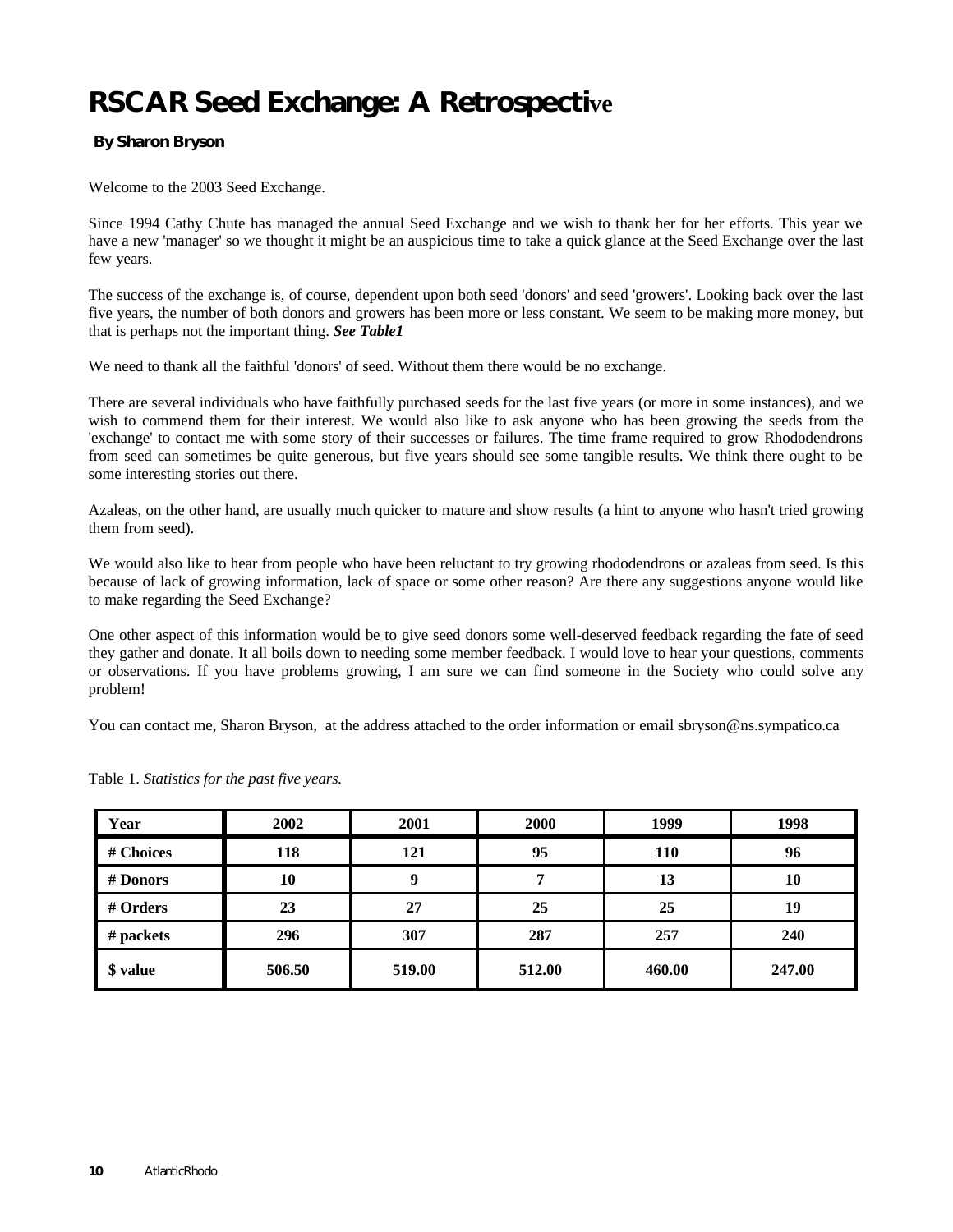# RSCAR Seed Exchange: A Retrospective

**By Sharon Bryson**

Welcome to the 2003 Seed Exchange.

Since 1994 Cathy Chute has managed the annual Seed Exchange and we wish to thank her for her efforts. This year we have a new 'manager' so we thought it might be an auspicious time to take a quick glance at the Seed Exchange over the last few years.

The success of the exchange is, of course, dependent upon both seed 'donors' and seed 'growers'. Looking back over the last five years, the number of both donors and growers has been more or less constant. We seem to be making more money, but that is perhaps not the important thing. ***See Table1***

We need to thank all the faithful 'donors' of seed. Without them there would be no exchange.

There are several individuals who have faithfully purchased seeds for the last five years (or more in some instances), and we wish to commend them for their interest. We would also like to ask anyone who has been growing the seeds from the 'exchange' to contact me with some story of their successes or failures. The time frame required to grow Rhododendrons from seed can sometimes be quite generous, but five years should see some tangible results. We think there ought to be some interesting stories out there.

Azaleas, on the other hand, are usually much quicker to mature and show results (a hint to anyone who hasn't tried growing them from seed).

We would also like to hear from people who have been reluctant to try growing rhododendrons or azaleas from seed. Is this because of lack of growing information, lack of space or some other reason? Are there any suggestions anyone would like to make regarding the Seed Exchange?

One other aspect of this information would be to give seed donors some well-deserved feedback regarding the fate of seed they gather and donate. It all boils down to needing some member feedback. I would love to hear your questions, comments or observations. If you have problems growing, I am sure we can find someone in the Society who could solve any problem!

You can contact me, Sharon Bryson, at the address attached to the order information or email sbryson@ns.sympatico.ca

Table 1. *Statistics for the past five years.*

| Year | 2002 | 2001 | 2000 | 1999 | 1998 |
|---|---|---|---|---|---|
| # Choices | 118 | 121 | 95 | 110 | 96 |
| # Donors | 10 | 9 | 7 | 13 | 10 |
| # Orders | 23 | 27 | 25 | 25 | 19 |
| # packets | 296 | 307 | 287 | 257 | 240 |
| $ value | 506.50 | 519.00 | 512.00 | 460.00 | 247.00 |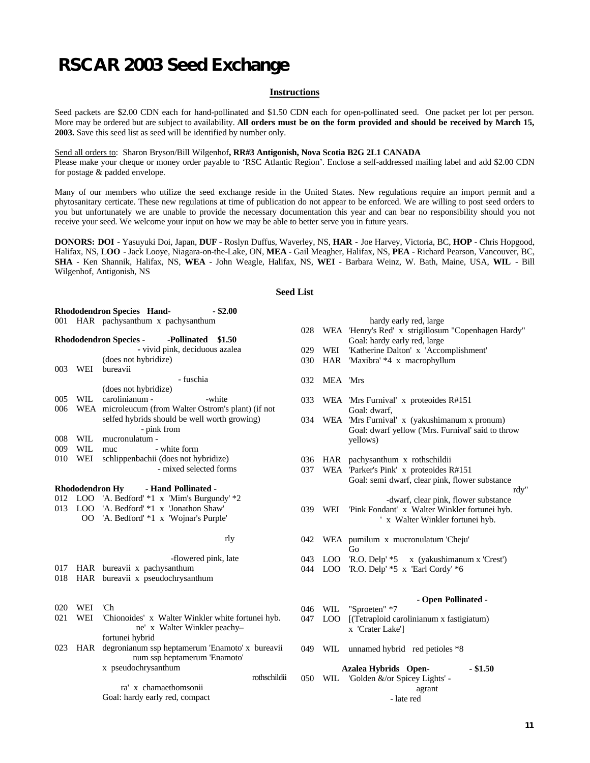# RSCAR 2003 Seed Exchange

## Instructions

Seed packets are $2.00 CDN each for hand-pollinated and $1.50 CDN each for open-pollinated seed. One packet per lot per person. More may be ordered but are subject to availability. **All orders must be on the form provided and should be received by March 15, 2003.** Save this seed list as seed will be identified by number only.

Send all orders to: Sharon Bryson/Bill Wilgenhof**, RR#3 Antigonish, Nova Scotia B2G 2L1 CANADA**
Please make your cheque or money order payable to 'RSC Atlantic Region'. Enclose a self-addressed mailing label and add $2.00 CDN for postage & padded envelope.

Many of our members who utilize the seed exchange reside in the United States. New regulations require an import permit and a phytosanitary certicate. These new regulations at time of publication do not appear to be enforced. We are willing to post seed orders to you but unfortunately we are unable to provide the necessary documentation this year and can bear no responsibility should you not receive your seed. We welcome your input on how we may be able to better serve you in future years.

**DONORS: DOI** - Yasuyuki Doi, Japan, **DUF** - Roslyn Duffus, Waverley, NS, **HAR -** Joe Harvey, Victoria, BC, **HOP** - Chris Hopgood, Halifax, NS, **LOO** - Jack Looye, Niagara-on-the-Lake, ON, **MEA** - Gail Meagher, Halifax, NS, **PEA** - Richard Pearson, Vancouver, BC, **SHA** - Ken Shannik, Halifax, NS, **WEA** - John Weagle, Halifax, NS, **WEI** - Barbara Weinz, W. Bath, Maine, USA, **WIL** - Bill Wilgenhof, Antigonish, NS

## Seed List

**Rhododendron Species Hand- - $2.00**

001 HAR pachysanthum x pachysanthum

**Rhododendron Species - -Pollinated $1.50**

- vivid pink, deciduous azalea
(does not hybridize)

003 WEI bureavii

- fuschia
(does not hybridize)

005 WIL carolinianum - -white

006 WEA microleucum (from Walter Ostrom's plant) (if not selfed hybrids should be well worth growing)

- pink from

008 WIL mucronulatum -

009 WIL muc - white form

010 WEI schlippenbachii (does not hybridize)

- mixed selected forms

**Rhododendron Hy - Hand Pollinated -**

012 LOO 'A. Bedford' *1 x 'Mim's Burgundy' *2

013 LOO 'A. Bedford' *1 x 'Jonathon Shaw'

OO 'A. Bedford' *1 x 'Wojnar's Purple'

rly

-flowered pink, late

017 HAR bureavii x pachysanthum

018 HAR bureavii x pseudochrysanthum

020 WEI 'Ch

021 WEI 'Chionoides' x Walter Winkler white fortunei hyb.

ne' x Walter Winkler peachy– fortunei hybrid

023 HAR degronianum ssp heptamerum 'Enamoto' x bureavii

num ssp heptamerum 'Enamoto' x pseudochrysanthum

rothschildii

ra' x chamaethomsonii
Goal: hardy early red, compact

hardy early red, large

028 WEA 'Henry's Red' x strigillosum "Copenhagen Hardy"
Goal: hardy early red, large

029 WEI 'Katherine Dalton' x 'Accomplishment'

030 HAR 'Maxibra' *4 x macrophyllum

032 MEA 'Mrs

033 WEA 'Mrs Furnival' x proteoides R#151
Goal: dwarf,

034 WEA 'Mrs Furnival' x (yakushimanum x pronum)
Goal: dwarf yellow ('Mrs. Furnival' said to throw yellows)

036 HAR pachysanthum x rothschildii

037 WEA 'Parker's Pink' x proteoides R#151
Goal: semi dwarf, clear pink, flower substance

rdy"

-dwarf, clear pink, flower substance

039 WEI 'Pink Fondant' x Walter Winkler fortunei hyb.

' x Walter Winkler fortunei hyb.

042 WEA pumilum x mucronulatum 'Cheju'
Go

043 LOO 'R.O. Delp' *5 x (yakushimanum x 'Crest')

044 LOO 'R.O. Delp' *5 x 'Earl Cordy' *6

**- Open Pollinated -**

046 WIL "Sproeten" *7

047 LOO [(Tetraploid carolinianum x fastigiatum) x 'Crater Lake']

049 WIL unnamed hybrid red petioles *8

**Azalea Hybrids Open- - $1.50**

050 WIL 'Golden &/or Spicey Lights' -

agrant

- late red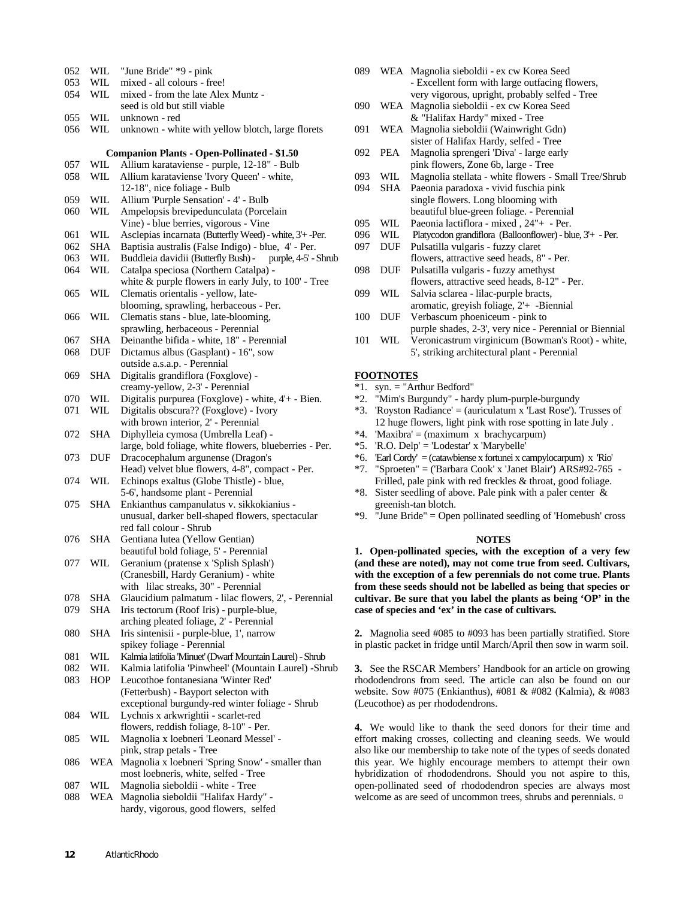052 WIL "June Bride" *9 - pink
053 WIL mixed - all colours - free!
054 WIL mixed - from the late Alex Muntz - seed is old but still viable
055 WIL unknown - red
056 WIL unknown - white with yellow blotch, large florets

**Companion Plants - Open-Pollinated - $1.50**

057 WIL Allium karataviense - purple, 12-18" - Bulb
058 WIL Allium karataviense 'Ivory Queen' - white, 12-18", nice foliage - Bulb
059 WIL Allium 'Purple Sensation' - 4' - Bulb
060 WIL Ampelopsis brevipedunculata (Porcelain Vine) - blue berries, vigorous - Vine
061 WIL Asclepias incarnata (Butterfly Weed) - white, 3'+ -Per.
062 SHA Baptisia australis (False Indigo) - blue, 4' - Per.
063 WIL Buddleia davidii (Butterfly Bush) - purple, 4-5' - Shrub
064 WIL Catalpa speciosa (Northern Catalpa) - white & purple flowers in early July, to 100' - Tree
065 WIL Clematis orientalis - yellow, late-blooming, sprawling, herbaceous - Per.
066 WIL Clematis stans - blue, late-blooming, sprawling, herbaceous - Perennial
067 SHA Deinanthe bifida - white, 18" - Perennial
068 DUF Dictamus albus (Gasplant) - 16", sow outside a.s.a.p. - Perennial
069 SHA Digitalis grandiflora (Foxglove) - creamy-yellow, 2-3' - Perennial
070 WIL Digitalis purpurea (Foxglove) - white, 4'+ - Bien.
071 WIL Digitalis obscura?? (Foxglove) - Ivory with brown interior, 2' - Perennial
072 SHA Diphylleia cymosa (Umbrella Leaf) - large, bold foliage, white flowers, blueberries - Per.
073 DUF Dracocephalum argunense (Dragon's Head) velvet blue flowers, 4-8", compact - Per.
074 WIL Echinops exaltus (Globe Thistle) - blue, 5-6', handsome plant - Perennial
075 SHA Enkianthus campanulatus v. sikkokianius - unusual, darker bell-shaped flowers, spectacular red fall colour - Shrub
076 SHA Gentiana lutea (Yellow Gentian) beautiful bold foliage, 5' - Perennial
077 WIL Geranium (pratense x 'Splish Splash') (Cranesbill, Hardy Geranium) - white with lilac streaks, 30" - Perennial
078 SHA Glaucidium palmatum - lilac flowers, 2', - Perennial
079 SHA Iris tectorum (Roof Iris) - purple-blue, arching pleated foliage, 2' - Perennial
080 SHA Iris sintenisii - purple-blue, 1', narrow spikey foliage - Perennial
081 WIL Kalmia latifolia 'Minuet' (Dwarf Mountain Laurel) - Shrub
082 WIL Kalmia latifolia 'Pinwheel' (Mountain Laurel) -Shrub
083 HOP Leucothoe fontanesiana 'Winter Red' (Fetterbush) - Bayport selecton with exceptional burgundy-red winter foliage - Shrub
084 WIL Lychnis x arkwrightii - scarlet-red flowers, reddish foliage, 8-10" - Per.
085 WIL Magnolia x loebneri 'Leonard Messel' - pink, strap petals - Tree
086 WEA Magnolia x loebneri 'Spring Snow' - smaller than most loebneris, white, selfed - Tree
087 WIL Magnolia sieboldii - white - Tree
088 WEA Magnolia sieboldii "Halifax Hardy" - hardy, vigorous, good flowers, selfed
089 WEA Magnolia sieboldii - ex cw Korea Seed - Excellent form with large outfacing flowers, very vigorous, upright, probably selfed - Tree
090 WEA Magnolia sieboldii - ex cw Korea Seed & "Halifax Hardy" mixed - Tree
091 WEA Magnolia sieboldii (Wainwright Gdn) sister of Halifax Hardy, selfed - Tree
092 PEA Magnolia sprengeri 'Diva' - large early pink flowers, Zone 6b, large - Tree
093 WIL Magnolia stellata - white flowers - Small Tree/Shrub
094 SHA Paeonia paradoxa - vivid fuschia pink single flowers. Long blooming with beautiful blue-green foliage. - Perennial
095 WIL Paeonia lactiflora - mixed , 24"+ - Per.
096 WIL Platycodon grandiflora (Balloonflower) - blue, 3'+ - Per.
097 DUF Pulsatilla vulgaris - fuzzy claret flowers, attractive seed heads, 8" - Per.
098 DUF Pulsatilla vulgaris - fuzzy amethyst flowers, attractive seed heads, 8-12" - Per.
099 WIL Salvia sclarea - lilac-purple bracts, aromatic, greyish foliage, 2'+ -Biennial
100 DUF Verbascum phoeniceum - pink to purple shades, 2-3', very nice - Perennial or Biennial
101 WIL Veronicastrum virginicum (Bowman's Root) - white, 5', striking architectural plant - Perennial

**FOOTNOTES**

*1. syn. = "Arthur Bedford"
*2. "Mim's Burgundy" - hardy plum-purple-burgundy
*3. 'Royston Radiance' = (auriculatum x 'Last Rose'). Trusses of 12 huge flowers, light pink with rose spotting in late July .
*4. 'Maxibra' = (maximum x brachycarpum)
*5. 'R.O. Delp' = 'Lodestar' x 'Marybelle'
*6. 'Earl Cordy' = (catawbiense x fortunei x campylocarpum) x 'Rio'
*7. "Sproeten" = ('Barbara Cook' x 'Janet Blair') ARS#92-765 - Frilled, pale pink with red freckles & throat, good foliage.
*8. Sister seedling of above. Pale pink with a paler center & greenish-tan blotch.
*9. "June Bride" = Open pollinated seedling of 'Homebush' cross

**NOTES**

**1. Open-pollinated species, with the exception of a very few (and these are noted), may not come true from seed. Cultivars, with the exception of a few perennials do not come true. Plants from these seeds should not be labelled as being that species or cultivar. Be sure that you label the plants as being 'OP' in the case of species and 'ex' in the case of cultivars.**

**2.** Magnolia seed #085 to #093 has been partially stratified. Store in plastic packet in fridge until March/April then sow in warm soil.

**3.** See the RSCAR Members' Handbook for an article on growing rhododendrons from seed. The article can also be found on our website. Sow #075 (Enkianthus), #081 & #082 (Kalmia), & #083 (Leucothoe) as per rhododendrons.

**4.** We would like to thank the seed donors for their time and effort making crosses, collecting and cleaning seeds. We would also like our membership to take note of the types of seeds donated this year. We highly encourage members to attempt their own hybridization of rhododendrons. Should you not aspire to this, open-pollinated seed of rhododendron species are always most welcome as are seed of uncommon trees, shrubs and perennials. ¤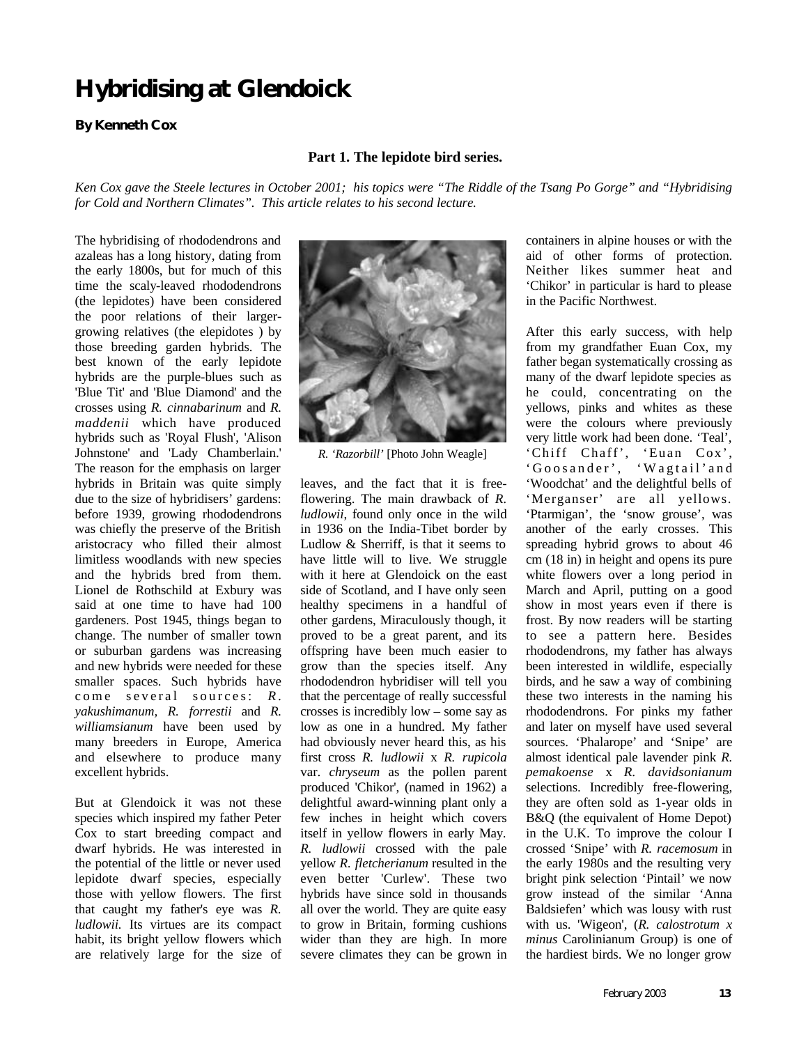# Hybridising at Glendoick

**By Kenneth Cox**

### Part 1. The lepidote bird series.

*Ken Cox gave the Steele lectures in October 2001; his topics were "The Riddle of the Tsang Po Gorge" and "Hybridising for Cold and Northern Climates". This article relates to his second lecture.*

The hybridising of rhododendrons and azaleas has a long history, dating from the early 1800s, but for much of this time the scaly-leaved rhododendrons (the lepidotes) have been considered the poor relations of their larger-growing relatives (the elepidotes ) by those breeding garden hybrids. The best known of the early lepidote hybrids are the purple-blues such as 'Blue Tit' and 'Blue Diamond' and the crosses using *R. cinnabarinum* and *R. maddenii* which have produced hybrids such as 'Royal Flush', 'Alison Johnstone' and 'Lady Chamberlain.' The reason for the emphasis on larger hybrids in Britain was quite simply due to the size of hybridisers' gardens: before 1939, growing rhododendrons was chiefly the preserve of the British aristocracy who filled their almost limitless woodlands with new species and the hybrids bred from them. Lionel de Rothschild at Exbury was said at one time to have had 100 gardeners. Post 1945, things began to change. The number of smaller town or suburban gardens was increasing and new hybrids were needed for these smaller spaces. Such hybrids have come several sources: *R. yakushimanum, R. forrestii* and *R. williamsianum* have been used by many breeders in Europe, America and elsewhere to produce many excellent hybrids.

But at Glendoick it was not these species which inspired my father Peter Cox to start breeding compact and dwarf hybrids. He was interested in the potential of the little or never used lepidote dwarf species, especially those with yellow flowers. The first that caught my father's eye was *R. ludlowii.* Its virtues are its compact habit, its bright yellow flowers which are relatively large for the size of leaves, and the fact that it is free-flowering. The main drawback of *R. ludlowii*, found only once in the wild in 1936 on the India-Tibet border by Ludlow & Sherriff, is that it seems to have little will to live. We struggle with it here at Glendoick on the east side of Scotland, and I have only seen healthy specimens in a handful of other gardens, Miraculously though, it proved to be a great parent, and its offspring have been much easier to grow than the species itself. Any rhododendron hybridiser will tell you that the percentage of really successful crosses is incredibly low – some say as low as one in a hundred. My father had obviously never heard this, as his first cross *R. ludlowii* x *R. rupicola* var. *chryseum* as the pollen parent produced 'Chikor', (named in 1962) a delightful award-winning plant only a few inches in height which covers itself in yellow flowers in early May. *R. ludlowii* crossed with the pale yellow *R. fletcherianum* resulted in the even better 'Curlew'. These two hybrids have since sold in thousands all over the world. They are quite easy to grow in Britain, forming cushions wider than they are high. In more severe climates they can be grown in containers in alpine houses or with the aid of other forms of protection. Neither likes summer heat and 'Chikor' in particular is hard to please in the Pacific Northwest.

*R. 'Razorbill'* [Photo John Weagle]

After this early success, with help from my grandfather Euan Cox, my father began systematically crossing as many of the dwarf lepidote species as he could, concentrating on the yellows, pinks and whites as these were the colours where previously very little work had been done. 'Teal', 'Chiff Chaff', 'Euan Cox', 'Goosander', 'Wagtail' and 'Woodchat' and the delightful bells of 'Merganser' are all yellows. 'Ptarmigan', the 'snow grouse', was another of the early crosses. This spreading hybrid grows to about 46 cm (18 in) in height and opens its pure white flowers over a long period in March and April, putting on a good show in most years even if there is frost. By now readers will be starting to see a pattern here. Besides rhododendrons, my father has always been interested in wildlife, especially birds, and he saw a way of combining these two interests in the naming his rhododendrons. For pinks my father and later on myself have used several sources. 'Phalarope' and 'Snipe' are almost identical pale lavender pink *R. pemakoense* x *R. davidsonianum* selections. Incredibly free-flowering, they are often sold as 1-year olds in B&Q (the equivalent of Home Depot) in the U.K. To improve the colour I crossed 'Snipe' with *R. racemosum* in the early 1980s and the resulting very bright pink selection 'Pintail' we now grow instead of the similar 'Anna Baldsiefen' which was lousy with rust with us. 'Wigeon', (*R. calostrotum x minus* Carolinianum Group) is one of the hardiest birds. We no longer grow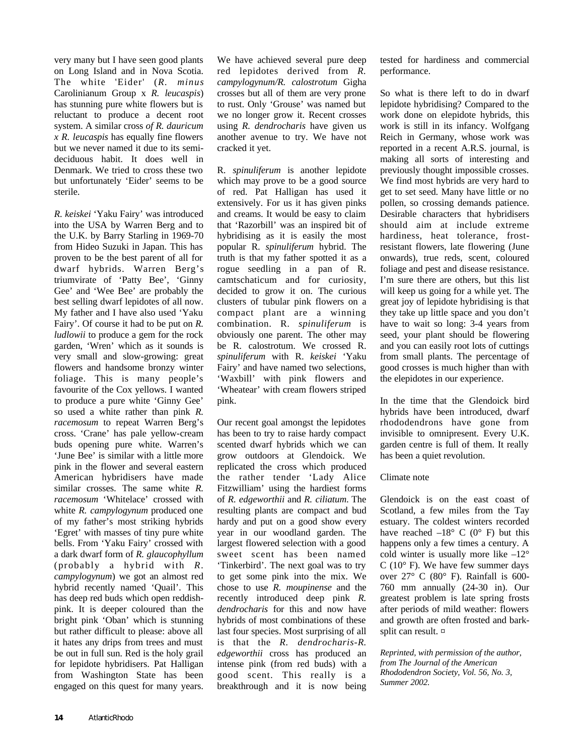very many but I have seen good plants on Long Island and in Nova Scotia. The white 'Eider' (*R. minus* Carolinianum Group x *R. leucaspis*) has stunning pure white flowers but is reluctant to produce a decent root system. A similar cross *of R. dauricum x R. leucaspis* has equally fine flowers but we never named it due to its semi-deciduous habit. It does well in Denmark. We tried to cross these two but unfortunately 'Eider' seems to be sterile.

*R. keiskei* 'Yaku Fairy' was introduced into the USA by Warren Berg and to the U.K. by Barry Starling in 1969-70 from Hideo Suzuki in Japan. This has proven to be the best parent of all for dwarf hybrids. Warren Berg's triumvirate of 'Patty Bee', 'Ginny Gee' and 'Wee Bee' are probably the best selling dwarf lepidotes of all now. My father and I have also used 'Yaku Fairy'. Of course it had to be put on *R. ludlowii* to produce a gem for the rock garden, 'Wren' which as it sounds is very small and slow-growing: great flowers and handsome bronzy winter foliage. This is many people's favourite of the Cox yellows. I wanted to produce a pure white 'Ginny Gee' so used a white rather than pink *R. racemosum* to repeat Warren Berg's cross. 'Crane' has pale yellow-cream buds opening pure white. Warren's 'June Bee' is similar with a little more pink in the flower and several eastern American hybridisers have made similar crosses. The same white *R. racemosum* 'Whitelace' crossed with white *R. campylogynum* produced one of my father's most striking hybrids 'Egret' with masses of tiny pure white bells. From 'Yaku Fairy' crossed with a dark dwarf form of *R. glaucophyllum* (probably a hybrid with *R. campylogynum*) we got an almost red hybrid recently named 'Quail'. This has deep red buds which open reddish-pink. It is deeper coloured than the bright pink 'Oban' which is stunning but rather difficult to please: above all it hates any drips from trees and must be out in full sun. Red is the holy grail for lepidote hybridisers. Pat Halligan from Washington State has been engaged on this quest for many years. We have achieved several pure deep red lepidotes derived from *R. campylogynum/R. calostrotum* Gigha crosses but all of them are very prone to rust. Only 'Grouse' was named but we no longer grow it. Recent crosses using *R. dendrocharis* have given us another avenue to try. We have not cracked it yet.

R. *spinuliferum* is another lepidote which may prove to be a good source of red. Pat Halligan has used it extensively. For us it has given pinks and creams. It would be easy to claim that 'Razorbill' was an inspired bit of hybridising as it is easily the most popular R. *spinuliferum* hybrid. The truth is that my father spotted it as a rogue seedling in a pan of R. camtschaticum and for curiosity, decided to grow it on. The curious clusters of tubular pink flowers on a compact plant are a winning combination. R. *spinuliferum* is obviously one parent. The other may be R. calostrotum. We crossed R. *spinuliferum* with R. *keiskei* 'Yaku Fairy' and have named two selections, 'Waxbill' with pink flowers and 'Wheatear' with cream flowers striped pink.

Our recent goal amongst the lepidotes has been to try to raise hardy compact scented dwarf hybrids which we can grow outdoors at Glendoick. We replicated the cross which produced the rather tender 'Lady Alice Fitzwilliam' using the hardiest forms of *R. edgeworthii* and *R. ciliatum*. The resulting plants are compact and bud hardy and put on a good show every year in our woodland garden. The largest flowered selection with a good sweet scent has been named 'Tinkerbird'. The next goal was to try to get some pink into the mix. We chose to use *R. moupinense* and the recently introduced deep pink *R. dendrocharis* for this and now have hybrids of most combinations of these last four species. Most surprising of all is that the *R. dendrocharis-R. edgeworthii* cross has produced an intense pink (from red buds) with a good scent. This really is a breakthrough and it is now being tested for hardiness and commercial performance.

So what is there left to do in dwarf lepidote hybridising? Compared to the work done on elepidote hybrids, this work is still in its infancy. Wolfgang Reich in Germany, whose work was reported in a recent A.R.S. journal, is making all sorts of interesting and previously thought impossible crosses. We find most hybrids are very hard to get to set seed. Many have little or no pollen, so crossing demands patience. Desirable characters that hybridisers should aim at include extreme hardiness, heat tolerance, frost-resistant flowers, late flowering (June onwards), true reds, scent, coloured foliage and pest and disease resistance. I'm sure there are others, but this list will keep us going for a while yet. The great joy of lepidote hybridising is that they take up little space and you don't have to wait so long: 3-4 years from seed, your plant should be flowering and you can easily root lots of cuttings from small plants. The percentage of good crosses is much higher than with the elepidotes in our experience.

In the time that the Glendoick bird hybrids have been introduced, dwarf rhododendrons have gone from invisible to omnipresent. Every U.K. garden centre is full of them. It really has been a quiet revolution.

Climate note

Glendoick is on the east coast of Scotland, a few miles from the Tay estuary. The coldest winters recorded have reached –18° C (0° F) but this happens only a few times a century. A cold winter is usually more like –12° C (10° F). We have few summer days over 27° C (80° F). Rainfall is 600-760 mm annually (24-30 in). Our greatest problem is late spring frosts after periods of mild weather: flowers and growth are often frosted and bark-split can result. ¤

*Reprinted, with permission of the author, from The Journal of the American Rhododendron Society, Vol. 56, No. 3, Summer 2002.*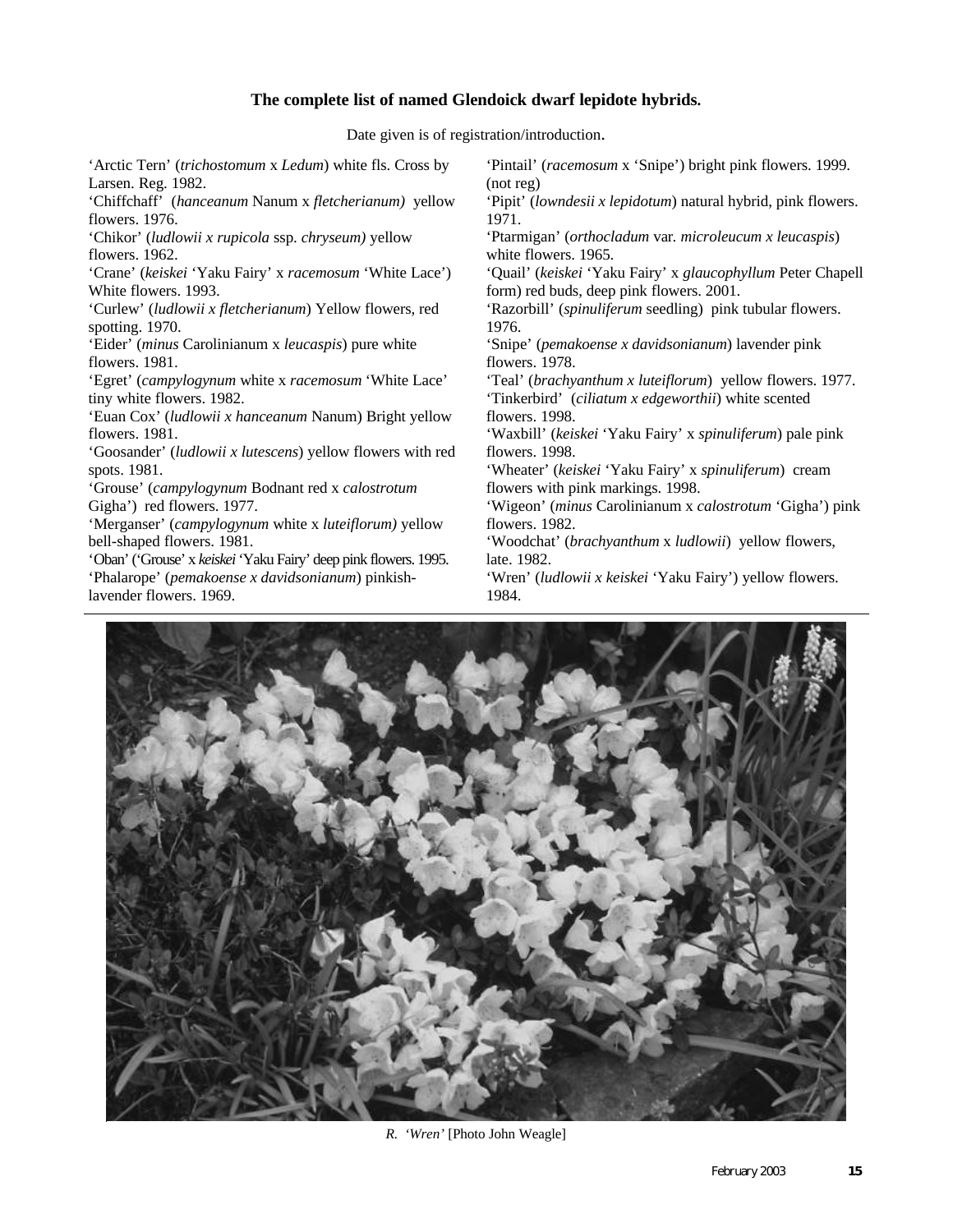**The complete list of named Glendoick dwarf lepidote hybrids.**

Date given is of registration/introduction.

'Arctic Tern' (*trichostomum* x *Ledum*) white fls. Cross by Larsen. Reg. 1982.
'Chiffchaff' (*hanceanum* Nanum x *fletcherianum)* yellow flowers. 1976.
'Chikor' (*ludlowii x rupicola* ssp. *chryseum)* yellow flowers. 1962.
'Crane' (*keiskei* 'Yaku Fairy' x *racemosum* 'White Lace') White flowers. 1993.
'Curlew' (*ludlowii x fletcherianum*) Yellow flowers, red spotting. 1970.
'Eider' (*minus* Carolinianum x *leucaspis*) pure white flowers. 1981.
'Egret' (*campylogynum* white x *racemosum* 'White Lace' tiny white flowers. 1982.
'Euan Cox' (*ludlowii x hanceanum* Nanum) Bright yellow flowers. 1981.
'Goosander' (*ludlowii x lutescens*) yellow flowers with red spots. 1981.
'Grouse' (*campylogynum* Bodnant red x *calostrotum* Gigha') red flowers. 1977.
'Merganser' (*campylogynum* white x *luteiflorum)* yellow bell-shaped flowers. 1981.
'Oban' ('Grouse' x *keiskei* 'Yaku Fairy' deep pink flowers. 1995.
'Phalarope' (*pemakoense x davidsonianum*) pinkish-lavender flowers. 1969.
'Pintail' (*racemosum* x 'Snipe') bright pink flowers. 1999. (not reg)
'Pipit' (*lowndesii x lepidotum*) natural hybrid, pink flowers. 1971.
'Ptarmigan' (*orthocladum* var. *microleucum x leucaspis*) white flowers. 1965.
'Quail' (*keiskei* 'Yaku Fairy' x *glaucophyllum* Peter Chapell form) red buds, deep pink flowers. 2001.
'Razorbill' (*spinuliferum* seedling) pink tubular flowers. 1976.
'Snipe' (*pemakoense x davidsonianum*) lavender pink flowers. 1978.
'Teal' (*brachyanthum x luteiflorum*) yellow flowers. 1977.
'Tinkerbird' (*ciliatum x edgeworthii*) white scented flowers. 1998.
'Waxbill' (*keiskei* 'Yaku Fairy' x *spinuliferum*) pale pink flowers. 1998.
'Wheater' (*keiskei* 'Yaku Fairy' x *spinuliferum*) cream flowers with pink markings. 1998.
'Wigeon' (*minus* Carolinianum x *calostrotum* 'Gigha') pink flowers. 1982.
'Woodchat' (*brachyanthum* x *ludlowii*) yellow flowers, late. 1982.
'Wren' (*ludlowii x keiskei* 'Yaku Fairy') yellow flowers. 1984.

*R. 'Wren'* [Photo John Weagle]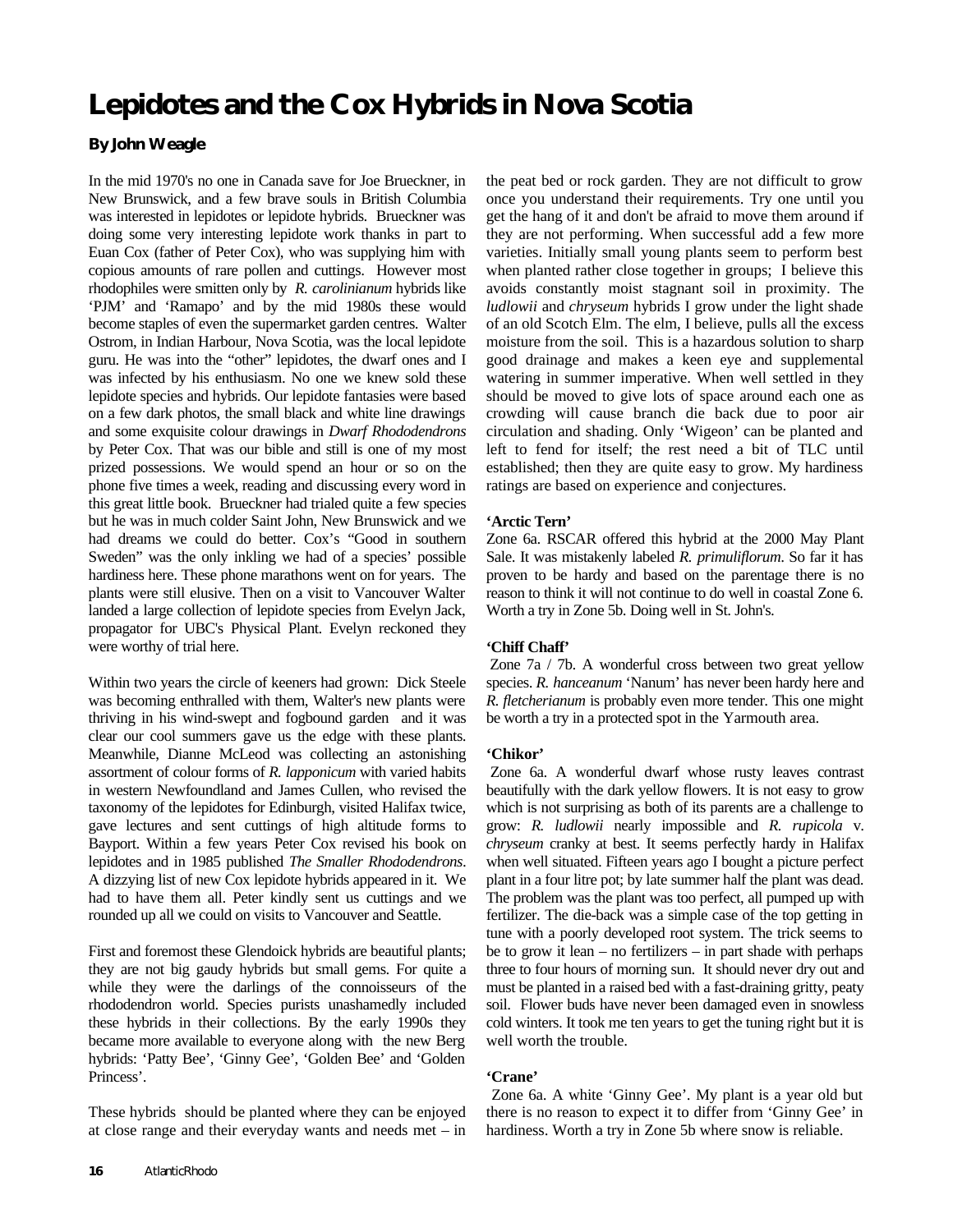# Lepidotes and the Cox Hybrids in Nova Scotia

**By John Weagle**

In the mid 1970's no one in Canada save for Joe Brueckner, in New Brunswick, and a few brave souls in British Columbia was interested in lepidotes or lepidote hybrids. Brueckner was doing some very interesting lepidote work thanks in part to Euan Cox (father of Peter Cox), who was supplying him with copious amounts of rare pollen and cuttings. However most rhodophiles were smitten only by *R. carolinianum* hybrids like 'PJM' and 'Ramapo' and by the mid 1980s these would become staples of even the supermarket garden centres. Walter Ostrom, in Indian Harbour, Nova Scotia, was the local lepidote guru. He was into the "other" lepidotes, the dwarf ones and I was infected by his enthusiasm. No one we knew sold these lepidote species and hybrids. Our lepidote fantasies were based on a few dark photos, the small black and white line drawings and some exquisite colour drawings in *Dwarf Rhododendrons* by Peter Cox. That was our bible and still is one of my most prized possessions. We would spend an hour or so on the phone five times a week, reading and discussing every word in this great little book. Brueckner had trialed quite a few species but he was in much colder Saint John, New Brunswick and we had dreams we could do better. Cox's "Good in southern Sweden" was the only inkling we had of a species' possible hardiness here. These phone marathons went on for years. The plants were still elusive. Then on a visit to Vancouver Walter landed a large collection of lepidote species from Evelyn Jack, propagator for UBC's Physical Plant. Evelyn reckoned they were worthy of trial here.

Within two years the circle of keeners had grown: Dick Steele was becoming enthralled with them, Walter's new plants were thriving in his wind-swept and fogbound garden and it was clear our cool summers gave us the edge with these plants. Meanwhile, Dianne McLeod was collecting an astonishing assortment of colour forms of *R. lapponicum* with varied habits in western Newfoundland and James Cullen, who revised the taxonomy of the lepidotes for Edinburgh, visited Halifax twice, gave lectures and sent cuttings of high altitude forms to Bayport. Within a few years Peter Cox revised his book on lepidotes and in 1985 published *The Smaller Rhododendrons*. A dizzying list of new Cox lepidote hybrids appeared in it. We had to have them all. Peter kindly sent us cuttings and we rounded up all we could on visits to Vancouver and Seattle.

First and foremost these Glendoick hybrids are beautiful plants; they are not big gaudy hybrids but small gems. For quite a while they were the darlings of the connoisseurs of the rhododendron world. Species purists unashamedly included these hybrids in their collections. By the early 1990s they became more available to everyone along with the new Berg hybrids: 'Patty Bee', 'Ginny Gee', 'Golden Bee' and 'Golden Princess'.

These hybrids should be planted where they can be enjoyed at close range and their everyday wants and needs met – in the peat bed or rock garden. They are not difficult to grow once you understand their requirements. Try one until you get the hang of it and don't be afraid to move them around if they are not performing. When successful add a few more varieties. Initially small young plants seem to perform best when planted rather close together in groups; I believe this avoids constantly moist stagnant soil in proximity. The *ludlowii* and *chryseum* hybrids I grow under the light shade of an old Scotch Elm. The elm, I believe, pulls all the excess moisture from the soil. This is a hazardous solution to sharp good drainage and makes a keen eye and supplemental watering in summer imperative. When well settled in they should be moved to give lots of space around each one as crowding will cause branch die back due to poor air circulation and shading. Only 'Wigeon' can be planted and left to fend for itself; the rest need a bit of TLC until established; then they are quite easy to grow. My hardiness ratings are based on experience and conjectures.

**'Arctic Tern'**
Zone 6a. RSCAR offered this hybrid at the 2000 May Plant Sale. It was mistakenly labeled *R. primuliflorum*. So far it has proven to be hardy and based on the parentage there is no reason to think it will not continue to do well in coastal Zone 6. Worth a try in Zone 5b. Doing well in St. John's.

**'Chiff Chaff'**
Zone 7a / 7b. A wonderful cross between two great yellow species. *R. hanceanum* 'Nanum' has never been hardy here and *R. fletcherianum* is probably even more tender. This one might be worth a try in a protected spot in the Yarmouth area.

**'Chikor'**
Zone 6a. A wonderful dwarf whose rusty leaves contrast beautifully with the dark yellow flowers. It is not easy to grow which is not surprising as both of its parents are a challenge to grow: *R. ludlowii* nearly impossible and *R. rupicola* v. *chryseum* cranky at best. It seems perfectly hardy in Halifax when well situated. Fifteen years ago I bought a picture perfect plant in a four litre pot; by late summer half the plant was dead. The problem was the plant was too perfect, all pumped up with fertilizer. The die-back was a simple case of the top getting in tune with a poorly developed root system. The trick seems to be to grow it lean – no fertilizers – in part shade with perhaps three to four hours of morning sun. It should never dry out and must be planted in a raised bed with a fast-draining gritty, peaty soil. Flower buds have never been damaged even in snowless cold winters. It took me ten years to get the tuning right but it is well worth the trouble.

**'Crane'**
Zone 6a. A white 'Ginny Gee'. My plant is a year old but there is no reason to expect it to differ from 'Ginny Gee' in hardiness. Worth a try in Zone 5b where snow is reliable.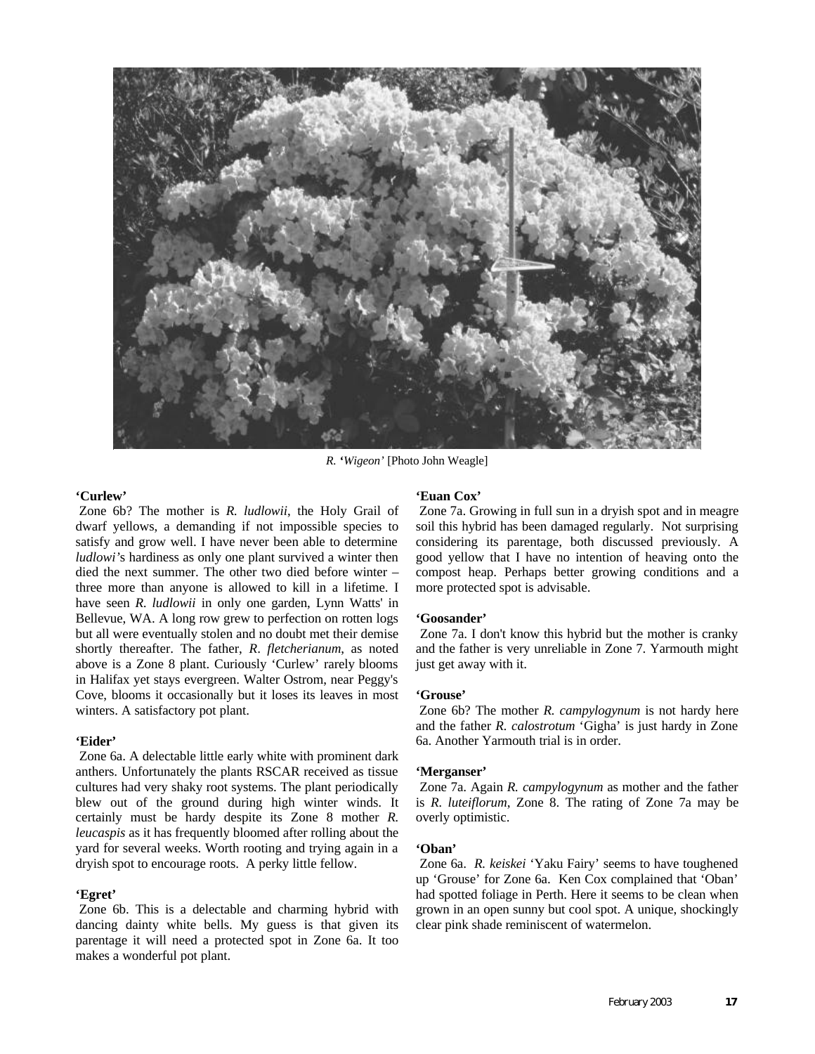*R.* '*Wigeon'* [Photo John Weagle]

**'Curlew'**

Zone 6b? The mother is *R. ludlowii*, the Holy Grail of dwarf yellows, a demanding if not impossible species to satisfy and grow well. I have never been able to determine *ludlowi'*s hardiness as only one plant survived a winter then died the next summer. The other two died before winter – three more than anyone is allowed to kill in a lifetime. I have seen *R. ludlowii* in only one garden, Lynn Watts' in Bellevue, WA. A long row grew to perfection on rotten logs but all were eventually stolen and no doubt met their demise shortly thereafter. The father, *R. fletcherianum*, as noted above is a Zone 8 plant. Curiously 'Curlew' rarely blooms in Halifax yet stays evergreen. Walter Ostrom, near Peggy's Cove, blooms it occasionally but it loses its leaves in most winters. A satisfactory pot plant.

**'Eider'**

Zone 6a. A delectable little early white with prominent dark anthers. Unfortunately the plants RSCAR received as tissue cultures had very shaky root systems. The plant periodically blew out of the ground during high winter winds. It certainly must be hardy despite its Zone 8 mother *R. leucaspis* as it has frequently bloomed after rolling about the yard for several weeks. Worth rooting and trying again in a dryish spot to encourage roots. A perky little fellow.

**'Egret'**

Zone 6b. This is a delectable and charming hybrid with dancing dainty white bells. My guess is that given its parentage it will need a protected spot in Zone 6a. It too makes a wonderful pot plant.

**'Euan Cox'**

Zone 7a. Growing in full sun in a dryish spot and in meagre soil this hybrid has been damaged regularly. Not surprising considering its parentage, both discussed previously. A good yellow that I have no intention of heaving onto the compost heap. Perhaps better growing conditions and a more protected spot is advisable.

**'Goosander'**

Zone 7a. I don't know this hybrid but the mother is cranky and the father is very unreliable in Zone 7. Yarmouth might just get away with it.

**'Grouse'**

Zone 6b? The mother *R. campylogynum* is not hardy here and the father *R. calostrotum* 'Gigha' is just hardy in Zone 6a. Another Yarmouth trial is in order.

**'Merganser'**

Zone 7a. Again *R. campylogynum* as mother and the father is *R. luteiflorum*, Zone 8. The rating of Zone 7a may be overly optimistic.

**'Oban'**

Zone 6a. *R. keiskei* 'Yaku Fairy' seems to have toughened up 'Grouse' for Zone 6a. Ken Cox complained that 'Oban' had spotted foliage in Perth. Here it seems to be clean when grown in an open sunny but cool spot. A unique, shockingly clear pink shade reminiscent of watermelon.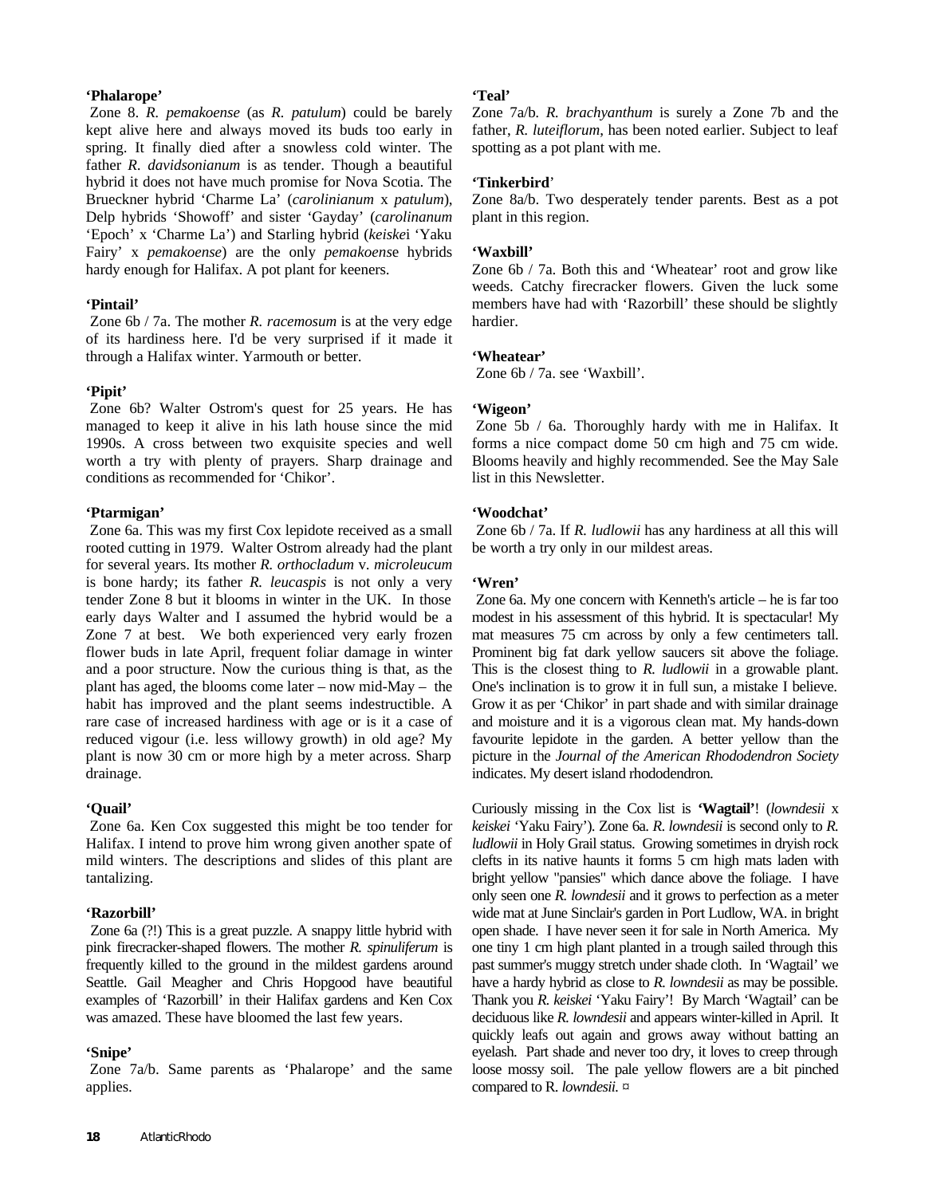**'Phalarope'**

Zone 8. *R. pemakoense* (as *R. patulum*) could be barely kept alive here and always moved its buds too early in spring. It finally died after a snowless cold winter. The father *R. davidsonianum* is as tender. Though a beautiful hybrid it does not have much promise for Nova Scotia. The Brueckner hybrid 'Charme La' (*carolinianum* x *patulum*), Delp hybrids 'Showoff' and sister 'Gayday' (*carolinanum* 'Epoch' x 'Charme La') and Starling hybrid (*keiske*i 'Yaku Fairy' x *pemakoense*) are the only *pemakoens*e hybrids hardy enough for Halifax. A pot plant for keeners.

**'Pintail'**

Zone 6b / 7a. The mother *R. racemosum* is at the very edge of its hardiness here. I'd be very surprised if it made it through a Halifax winter. Yarmouth or better.

**'Pipit'**

Zone 6b? Walter Ostrom's quest for 25 years. He has managed to keep it alive in his lath house since the mid 1990s. A cross between two exquisite species and well worth a try with plenty of prayers. Sharp drainage and conditions as recommended for 'Chikor'.

**'Ptarmigan'**

Zone 6a. This was my first Cox lepidote received as a small rooted cutting in 1979. Walter Ostrom already had the plant for several years. Its mother *R. orthocladum* v. *microleucum* is bone hardy; its father *R. leucaspis* is not only a very tender Zone 8 but it blooms in winter in the UK. In those early days Walter and I assumed the hybrid would be a Zone 7 at best. We both experienced very early frozen flower buds in late April, frequent foliar damage in winter and a poor structure. Now the curious thing is that, as the plant has aged, the blooms come later – now mid-May – the habit has improved and the plant seems indestructible. A rare case of increased hardiness with age or is it a case of reduced vigour (i.e. less willowy growth) in old age? My plant is now 30 cm or more high by a meter across. Sharp drainage.

**'Quail'**

Zone 6a. Ken Cox suggested this might be too tender for Halifax. I intend to prove him wrong given another spate of mild winters. The descriptions and slides of this plant are tantalizing.

**'Razorbill'**

Zone 6a (?!) This is a great puzzle. A snappy little hybrid with pink firecracker-shaped flowers. The mother *R. spinuliferum* is frequently killed to the ground in the mildest gardens around Seattle. Gail Meagher and Chris Hopgood have beautiful examples of 'Razorbill' in their Halifax gardens and Ken Cox was amazed. These have bloomed the last few years.

**'Snipe'**

Zone 7a/b. Same parents as 'Phalarope' and the same applies.

**'Teal'**

Zone 7a/b. *R. brachyanthum* is surely a Zone 7b and the father, *R. luteiflorum*, has been noted earlier. Subject to leaf spotting as a pot plant with me.

**'Tinkerbird'**

Zone 8a/b. Two desperately tender parents. Best as a pot plant in this region.

**'Waxbill'**

Zone 6b / 7a. Both this and 'Wheatear' root and grow like weeds. Catchy firecracker flowers. Given the luck some members have had with 'Razorbill' these should be slightly hardier.

**'Wheatear'**

Zone 6b / 7a. see 'Waxbill'.

**'Wigeon'**

Zone 5b / 6a. Thoroughly hardy with me in Halifax. It forms a nice compact dome 50 cm high and 75 cm wide. Blooms heavily and highly recommended. See the May Sale list in this Newsletter.

**'Woodchat'**

Zone 6b / 7a. If *R. ludlowii* has any hardiness at all this will be worth a try only in our mildest areas.

**'Wren'**

Zone 6a. My one concern with Kenneth's article – he is far too modest in his assessment of this hybrid. It is spectacular! My mat measures 75 cm across by only a few centimeters tall. Prominent big fat dark yellow saucers sit above the foliage. This is the closest thing to *R. ludlowii* in a growable plant. One's inclination is to grow it in full sun, a mistake I believe. Grow it as per 'Chikor' in part shade and with similar drainage and moisture and it is a vigorous clean mat. My hands-down favourite lepidote in the garden. A better yellow than the picture in the *Journal of the American Rhododendron Society* indicates. My desert island rhododendron.

Curiously missing in the Cox list is **'Wagtail'**! (*lowndesii* x *keiskei* 'Yaku Fairy'). Zone 6a. *R. lowndesii* is second only to *R. ludlowii* in Holy Grail status. Growing sometimes in dryish rock clefts in its native haunts it forms 5 cm high mats laden with bright yellow "pansies" which dance above the foliage. I have only seen one *R. lowndesii* and it grows to perfection as a meter wide mat at June Sinclair's garden in Port Ludlow, WA. in bright open shade. I have never seen it for sale in North America. My one tiny 1 cm high plant planted in a trough sailed through this past summer's muggy stretch under shade cloth. In 'Wagtail' we have a hardy hybrid as close to *R. lowndesii* as may be possible. Thank you *R. keiskei* 'Yaku Fairy'! By March 'Wagtail' can be deciduous like *R. lowndesii* and appears winter-killed in April. It quickly leafs out again and grows away without batting an eyelash. Part shade and never too dry, it loves to creep through loose mossy soil. The pale yellow flowers are a bit pinched compared to R. *lowndesii.* ¤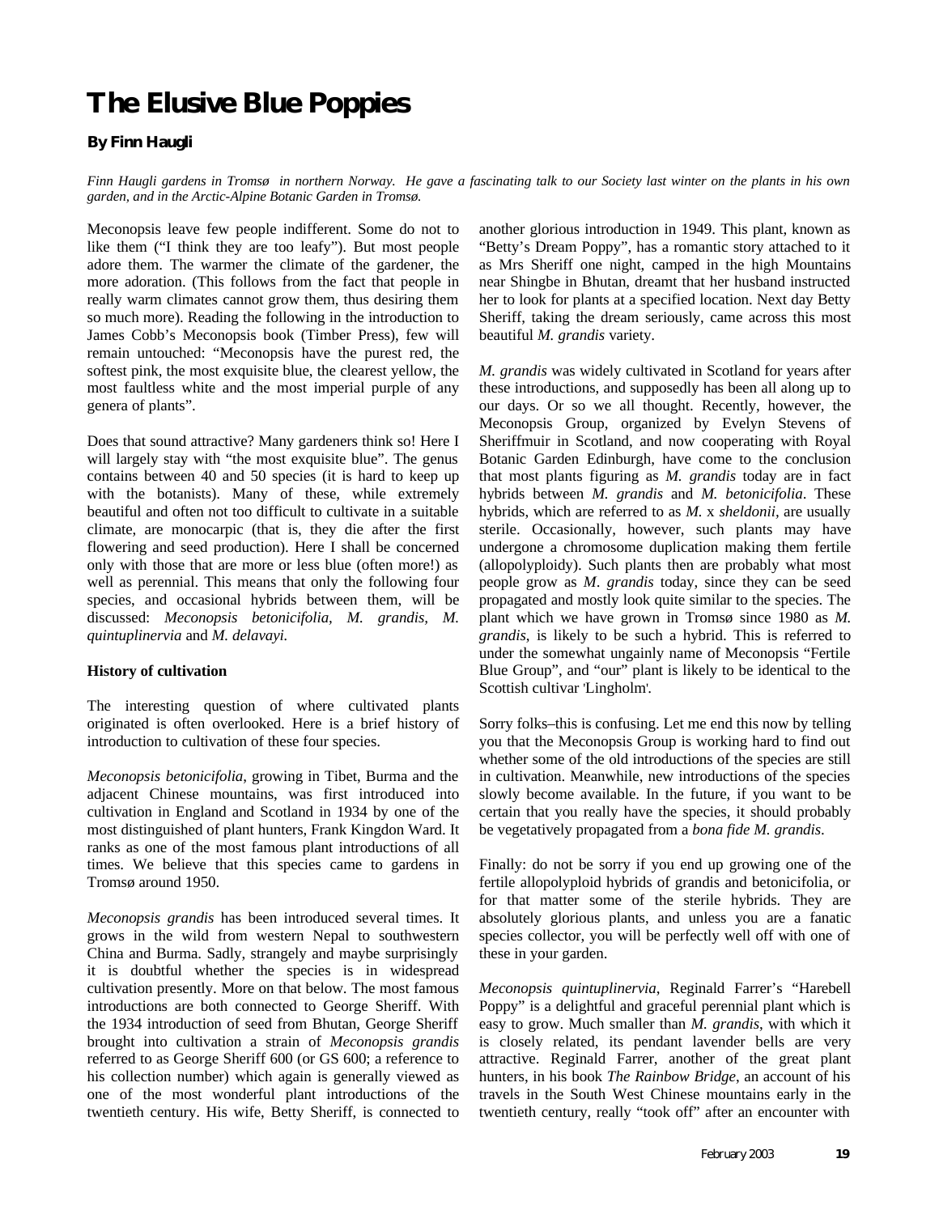# The Elusive Blue Poppies

**By Finn Haugli**

*Finn Haugli gardens in Tromsø in northern Norway. He gave a fascinating talk to our Society last winter on the plants in his own garden, and in the Arctic-Alpine Botanic Garden in Tromsø.*

Meconopsis leave few people indifferent. Some do not to like them ("I think they are too leafy"). But most people adore them. The warmer the climate of the gardener, the more adoration. (This follows from the fact that people in really warm climates cannot grow them, thus desiring them so much more). Reading the following in the introduction to James Cobb's Meconopsis book (Timber Press), few will remain untouched: "Meconopsis have the purest red, the softest pink, the most exquisite blue, the clearest yellow, the most faultless white and the most imperial purple of any genera of plants".

Does that sound attractive? Many gardeners think so! Here I will largely stay with "the most exquisite blue". The genus contains between 40 and 50 species (it is hard to keep up with the botanists). Many of these, while extremely beautiful and often not too difficult to cultivate in a suitable climate, are monocarpic (that is, they die after the first flowering and seed production). Here I shall be concerned only with those that are more or less blue (often more!) as well as perennial. This means that only the following four species, and occasional hybrids between them, will be discussed: *Meconopsis betonicifolia, M. grandis, M. quintuplinervia* and *M. delavayi.*

**History of cultivation**

The interesting question of where cultivated plants originated is often overlooked. Here is a brief history of introduction to cultivation of these four species.

*Meconopsis betonicifolia,* growing in Tibet, Burma and the adjacent Chinese mountains, was first introduced into cultivation in England and Scotland in 1934 by one of the most distinguished of plant hunters, Frank Kingdon Ward. It ranks as one of the most famous plant introductions of all times. We believe that this species came to gardens in Tromsø around 1950.

*Meconopsis grandis* has been introduced several times. It grows in the wild from western Nepal to southwestern China and Burma. Sadly, strangely and maybe surprisingly it is doubtful whether the species is in widespread cultivation presently. More on that below. The most famous introductions are both connected to George Sheriff. With the 1934 introduction of seed from Bhutan, George Sheriff brought into cultivation a strain of *Meconopsis grandis* referred to as George Sheriff 600 (or GS 600; a reference to his collection number) which again is generally viewed as one of the most wonderful plant introductions of the twentieth century. His wife, Betty Sheriff, is connected to another glorious introduction in 1949. This plant, known as "Betty's Dream Poppy", has a romantic story attached to it as Mrs Sheriff one night, camped in the high Mountains near Shingbe in Bhutan, dreamt that her husband instructed her to look for plants at a specified location. Next day Betty Sheriff, taking the dream seriously, came across this most beautiful *M. grandis* variety.

*M. grandis* was widely cultivated in Scotland for years after these introductions, and supposedly has been all along up to our days. Or so we all thought. Recently, however, the Meconopsis Group, organized by Evelyn Stevens of Sheriffmuir in Scotland, and now cooperating with Royal Botanic Garden Edinburgh, have come to the conclusion that most plants figuring as *M. grandis* today are in fact hybrids between *M. grandis* and *M. betonicifolia*. These hybrids, which are referred to as *M.* x *sheldonii*, are usually sterile. Occasionally, however, such plants may have undergone a chromosome duplication making them fertile (allopolyploidy). Such plants then are probably what most people grow as *M. grandis* today, since they can be seed propagated and mostly look quite similar to the species. The plant which we have grown in Tromsø since 1980 as *M. grandis*, is likely to be such a hybrid. This is referred to under the somewhat ungainly name of Meconopsis "Fertile Blue Group", and "our" plant is likely to be identical to the Scottish cultivar 'Lingholm'.

Sorry folks–this is confusing. Let me end this now by telling you that the Meconopsis Group is working hard to find out whether some of the old introductions of the species are still in cultivation. Meanwhile, new introductions of the species slowly become available. In the future, if you want to be certain that you really have the species, it should probably be vegetatively propagated from a *bona fide M. grandis*.

Finally: do not be sorry if you end up growing one of the fertile allopolyploid hybrids of grandis and betonicifolia, or for that matter some of the sterile hybrids. They are absolutely glorious plants, and unless you are a fanatic species collector, you will be perfectly well off with one of these in your garden.

*Meconopsis quintuplinervia*, Reginald Farrer's "Harebell Poppy" is a delightful and graceful perennial plant which is easy to grow. Much smaller than *M. grandis*, with which it is closely related, its pendant lavender bells are very attractive. Reginald Farrer, another of the great plant hunters, in his book *The Rainbow Bridge*, an account of his travels in the South West Chinese mountains early in the twentieth century, really "took off" after an encounter with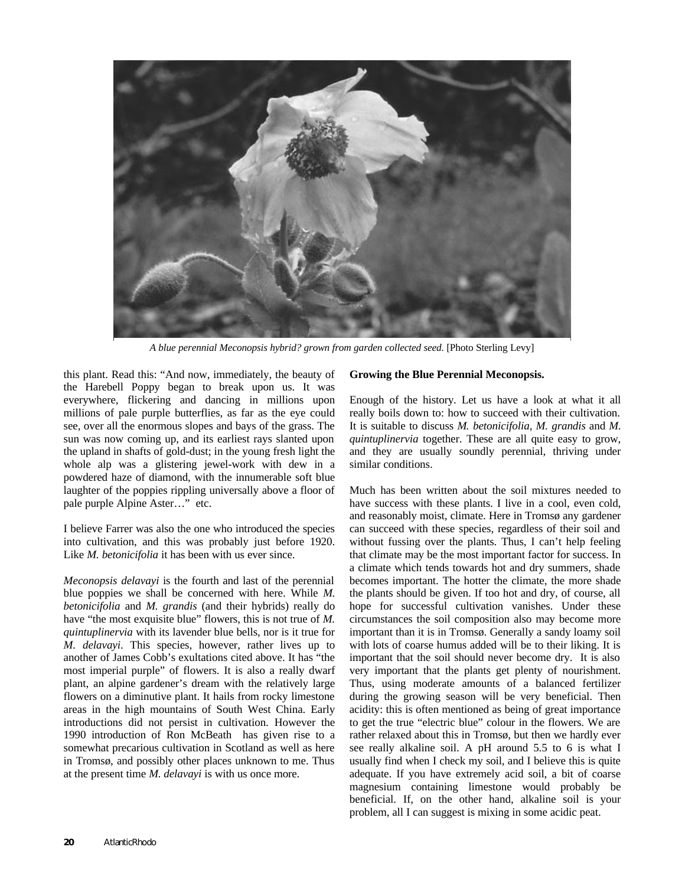*A blue perennial Meconopsis hybrid? grown from garden collected seed.* [Photo Sterling Levy]

this plant. Read this: "And now, immediately, the beauty of the Harebell Poppy began to break upon us. It was everywhere, flickering and dancing in millions upon millions of pale purple butterflies, as far as the eye could see, over all the enormous slopes and bays of the grass. The sun was now coming up, and its earliest rays slanted upon the upland in shafts of gold-dust; in the young fresh light the whole alp was a glistering jewel-work with dew in a powdered haze of diamond, with the innumerable soft blue laughter of the poppies rippling universally above a floor of pale purple Alpine Aster…" etc.

I believe Farrer was also the one who introduced the species into cultivation, and this was probably just before 1920. Like *M. betonicifolia* it has been with us ever since.

*Meconopsis delavayi* is the fourth and last of the perennial blue poppies we shall be concerned with here. While *M. betonicifolia* and *M. grandis* (and their hybrids) really do have "the most exquisite blue" flowers, this is not true of *M. quintuplinervia* with its lavender blue bells, nor is it true for *M. delavayi*. This species, however, rather lives up to another of James Cobb's exultations cited above. It has "the most imperial purple" of flowers. It is also a really dwarf plant, an alpine gardener's dream with the relatively large flowers on a diminutive plant. It hails from rocky limestone areas in the high mountains of South West China. Early introductions did not persist in cultivation. However the 1990 introduction of Ron McBeath has given rise to a somewhat precarious cultivation in Scotland as well as here in Tromsø, and possibly other places unknown to me. Thus at the present time *M. delavayi* is with us once more.

**Growing the Blue Perennial Meconopsis.**

Enough of the history. Let us have a look at what it all really boils down to: how to succeed with their cultivation. It is suitable to discuss *M. betonicifolia, M. grandis* and *M. quintuplinervia* together. These are all quite easy to grow, and they are usually soundly perennial, thriving under similar conditions.

Much has been written about the soil mixtures needed to have success with these plants. I live in a cool, even cold, and reasonably moist, climate. Here in Tromsø any gardener can succeed with these species, regardless of their soil and without fussing over the plants. Thus, I can't help feeling that climate may be the most important factor for success. In a climate which tends towards hot and dry summers, shade becomes important. The hotter the climate, the more shade the plants should be given. If too hot and dry, of course, all hope for successful cultivation vanishes. Under these circumstances the soil composition also may become more important than it is in Tromsø. Generally a sandy loamy soil with lots of coarse humus added will be to their liking. It is important that the soil should never become dry. It is also very important that the plants get plenty of nourishment. Thus, using moderate amounts of a balanced fertilizer during the growing season will be very beneficial. Then acidity: this is often mentioned as being of great importance to get the true "electric blue" colour in the flowers. We are rather relaxed about this in Tromsø, but then we hardly ever see really alkaline soil. A pH around 5.5 to 6 is what I usually find when I check my soil, and I believe this is quite adequate. If you have extremely acid soil, a bit of coarse magnesium containing limestone would probably be beneficial. If, on the other hand, alkaline soil is your problem, all I can suggest is mixing in some acidic peat.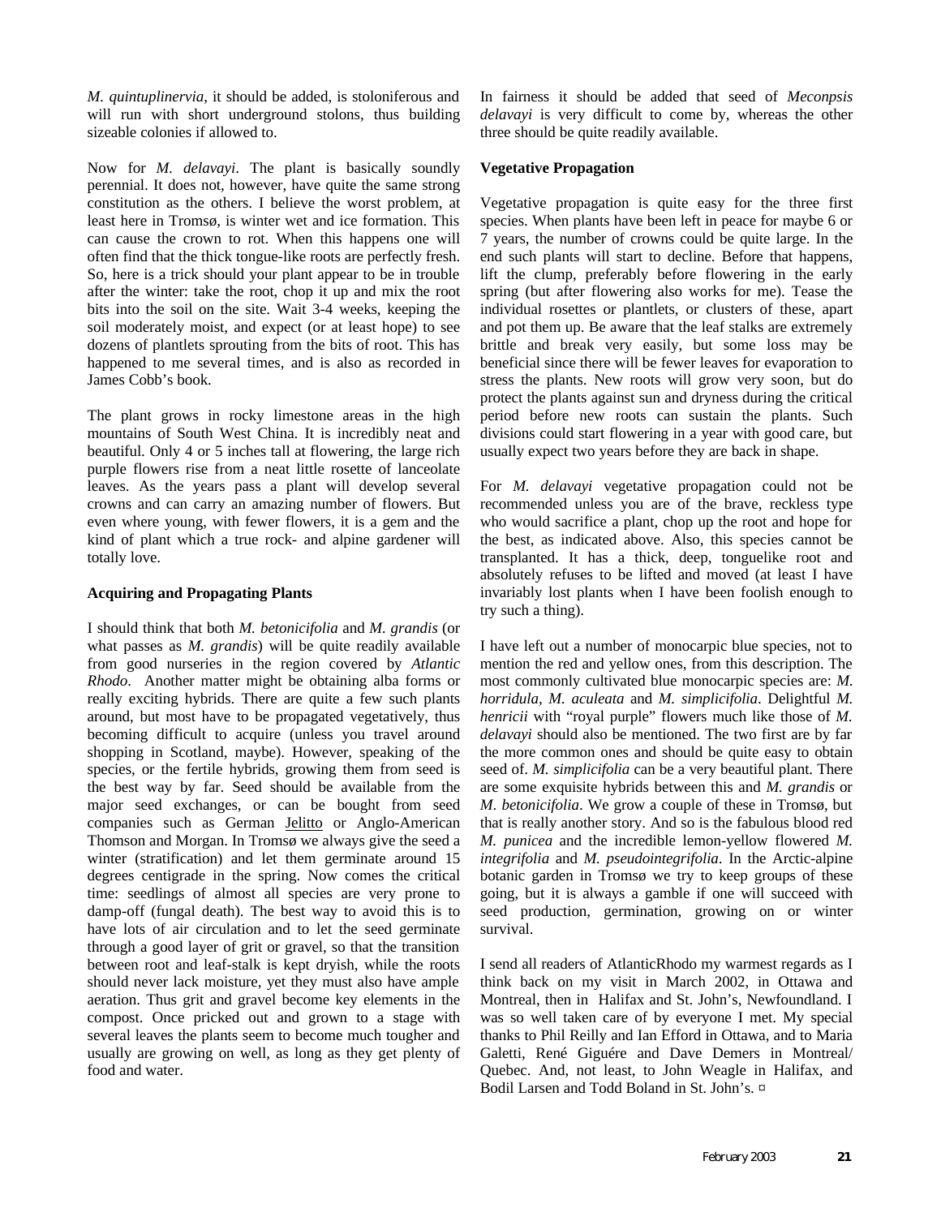*M. quintuplinervia*, it should be added, is stoloniferous and will run with short underground stolons, thus building sizeable colonies if allowed to.

Now for *M. delavayi*. The plant is basically soundly perennial. It does not, however, have quite the same strong constitution as the others. I believe the worst problem, at least here in Tromsø, is winter wet and ice formation. This can cause the crown to rot. When this happens one will often find that the thick tongue-like roots are perfectly fresh. So, here is a trick should your plant appear to be in trouble after the winter: take the root, chop it up and mix the root bits into the soil on the site. Wait 3-4 weeks, keeping the soil moderately moist, and expect (or at least hope) to see dozens of plantlets sprouting from the bits of root. This has happened to me several times, and is also as recorded in James Cobb's book.

The plant grows in rocky limestone areas in the high mountains of South West China. It is incredibly neat and beautiful. Only 4 or 5 inches tall at flowering, the large rich purple flowers rise from a neat little rosette of lanceolate leaves. As the years pass a plant will develop several crowns and can carry an amazing number of flowers. But even where young, with fewer flowers, it is a gem and the kind of plant which a true rock- and alpine gardener will totally love.

**Acquiring and Propagating Plants**

I should think that both *M. betonicifolia* and *M. grandis* (or what passes as *M. grandis*) will be quite readily available from good nurseries in the region covered by *Atlantic Rhodo*. Another matter might be obtaining alba forms or really exciting hybrids. There are quite a few such plants around, but most have to be propagated vegetatively, thus becoming difficult to acquire (unless you travel around shopping in Scotland, maybe). However, speaking of the species, or the fertile hybrids, growing them from seed is the best way by far. Seed should be available from the major seed exchanges, or can be bought from seed companies such as German Jelitto or Anglo-American Thomson and Morgan. In Tromsø we always give the seed a winter (stratification) and let them germinate around 15 degrees centigrade in the spring. Now comes the critical time: seedlings of almost all species are very prone to damp-off (fungal death). The best way to avoid this is to have lots of air circulation and to let the seed germinate through a good layer of grit or gravel, so that the transition between root and leaf-stalk is kept dryish, while the roots should never lack moisture, yet they must also have ample aeration. Thus grit and gravel become key elements in the compost. Once pricked out and grown to a stage with several leaves the plants seem to become much tougher and usually are growing on well, as long as they get plenty of food and water.

In fairness it should be added that seed of *Meconpsis delavayi* is very difficult to come by, whereas the other three should be quite readily available.

**Vegetative Propagation**

Vegetative propagation is quite easy for the three first species. When plants have been left in peace for maybe 6 or 7 years, the number of crowns could be quite large. In the end such plants will start to decline. Before that happens, lift the clump, preferably before flowering in the early spring (but after flowering also works for me). Tease the individual rosettes or plantlets, or clusters of these, apart and pot them up. Be aware that the leaf stalks are extremely brittle and break very easily, but some loss may be beneficial since there will be fewer leaves for evaporation to stress the plants. New roots will grow very soon, but do protect the plants against sun and dryness during the critical period before new roots can sustain the plants. Such divisions could start flowering in a year with good care, but usually expect two years before they are back in shape.

For *M. delavayi* vegetative propagation could not be recommended unless you are of the brave, reckless type who would sacrifice a plant, chop up the root and hope for the best, as indicated above. Also, this species cannot be transplanted. It has a thick, deep, tonguelike root and absolutely refuses to be lifted and moved (at least I have invariably lost plants when I have been foolish enough to try such a thing).

I have left out a number of monocarpic blue species, not to mention the red and yellow ones, from this description. The most commonly cultivated blue monocarpic species are: *M. horridula, M. aculeata* and *M. simplicifolia*. Delightful *M. henricii* with "royal purple" flowers much like those of *M. delavayi* should also be mentioned. The two first are by far the more common ones and should be quite easy to obtain seed of. *M. simplicifolia* can be a very beautiful plant. There are some exquisite hybrids between this and *M. grandis* or *M. betonicifolia*. We grow a couple of these in Tromsø, but that is really another story. And so is the fabulous blood red *M. punicea* and the incredible lemon-yellow flowered *M. integrifolia* and *M. pseudointegrifolia*. In the Arctic-alpine botanic garden in Tromsø we try to keep groups of these going, but it is always a gamble if one will succeed with seed production, germination, growing on or winter survival.

I send all readers of AtlanticRhodo my warmest regards as I think back on my visit in March 2002, in Ottawa and Montreal, then in Halifax and St. John's, Newfoundland. I was so well taken care of by everyone I met. My special thanks to Phil Reilly and Ian Efford in Ottawa, and to Maria Galetti, René Giguére and Dave Demers in Montreal/ Quebec. And, not least, to John Weagle in Halifax, and Bodil Larsen and Todd Boland in St. John's. ¤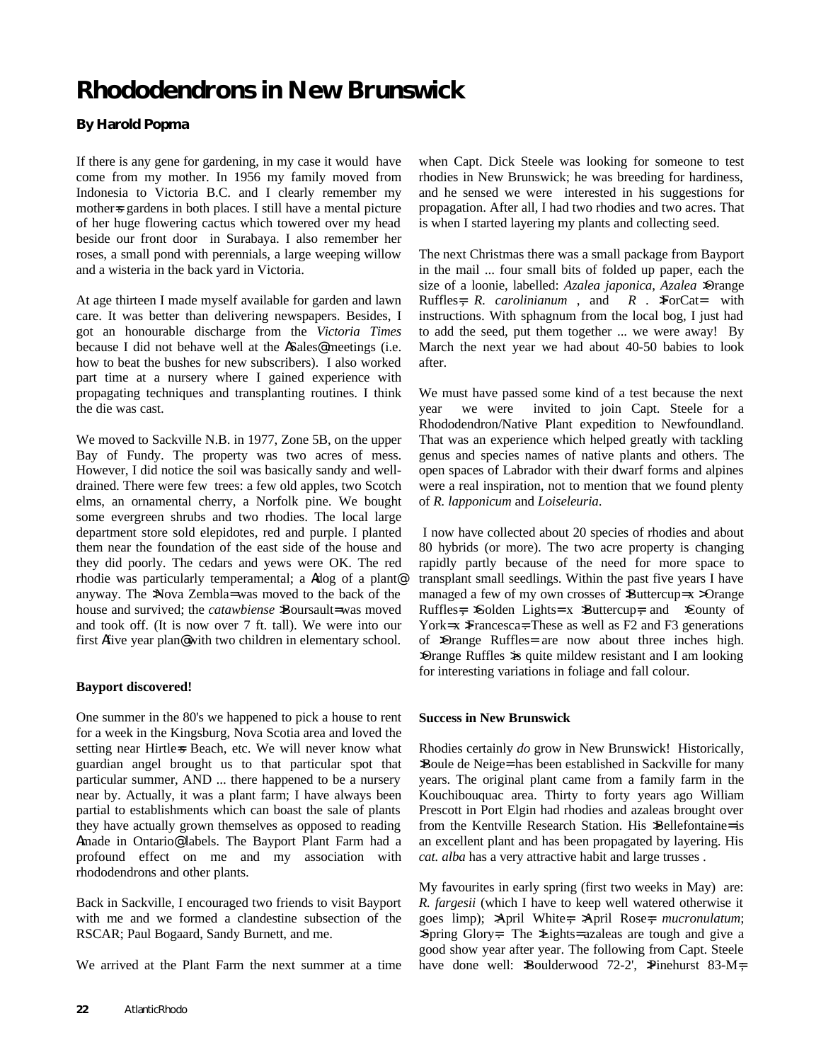# Rhododendrons in New Brunswick

**By Harold Popma**

If there is any gene for gardening, in my case it would have come from my mother. In 1956 my family moved from Indonesia to Victoria B.C. and I clearly remember my mother=s gardens in both places. I still have a mental picture of her huge flowering cactus which towered over my head beside our front door in Surabaya. I also remember her roses, a small pond with perennials, a large weeping willow and a wisteria in the back yard in Victoria.

At age thirteen I made myself available for garden and lawn care. It was better than delivering newspapers. Besides, I got an honourable discharge from the *Victoria Times* because I did not behave well at the ASales@ meetings (i.e. how to beat the bushes for new subscribers). I also worked part time at a nursery where I gained experience with propagating techniques and transplanting routines. I think the die was cast.

We moved to Sackville N.B. in 1977, Zone 5B, on the upper Bay of Fundy. The property was two acres of mess. However, I did notice the soil was basically sandy and well-drained. There were few trees: a few old apples, two Scotch elms, an ornamental cherry, a Norfolk pine. We bought some evergreen shrubs and two rhodies. The local large department store sold elepidotes, red and purple. I planted them near the foundation of the east side of the house and they did poorly. The cedars and yews were OK. The red rhodie was particularly temperamental; a Adog of a plant@ anyway. The >Nova Zembla= was moved to the back of the house and survived; the *catawbiense* >Boursault= was moved and took off. (It is now over 7 ft. tall). We were into our first Afive year plan@ with two children in elementary school.

**Bayport discovered!**

One summer in the 80's we happened to pick a house to rent for a week in the Kingsburg, Nova Scotia area and loved the setting near Hirtle=s Beach, etc. We will never know what guardian angel brought us to that particular spot that particular summer, AND ... there happened to be a nursery near by. Actually, it was a plant farm; I have always been partial to establishments which can boast the sale of plants they have actually grown themselves as opposed to reading Amade in Ontario@ labels. The Bayport Plant Farm had a profound effect on me and my association with rhododendrons and other plants.

Back in Sackville, I encouraged two friends to visit Bayport with me and we formed a clandestine subsection of the RSCAR; Paul Bogaard, Sandy Burnett, and me.

We arrived at the Plant Farm the next summer at a time when Capt. Dick Steele was looking for someone to test rhodies in New Brunswick; he was breeding for hardiness, and he sensed we were interested in his suggestions for propagation. After all, I had two rhodies and two acres. That is when I started layering my plants and collecting seed.

The next Christmas there was a small package from Bayport in the mail ... four small bits of folded up paper, each the size of a loonie, labelled: *Azalea japonica*, *Azalea* >Orange Ruffles=, *R. carolinianum* , and *R* . >ForCat= with instructions. With sphagnum from the local bog, I just had to add the seed, put them together ... we were away! By March the next year we had about 40-50 babies to look after.

We must have passed some kind of a test because the next year we were invited to join Capt. Steele for a Rhododendron/Native Plant expedition to Newfoundland. That was an experience which helped greatly with tackling genus and species names of native plants and others. The open spaces of Labrador with their dwarf forms and alpines were a real inspiration, not to mention that we found plenty of *R. lapponicum* and *Loiseleuria*.

I now have collected about 20 species of rhodies and about 80 hybrids (or more). The two acre property is changing rapidly partly because of the need for more space to transplant small seedlings. Within the past five years I have managed a few of my own crosses of >Buttercup= x >Orange Ruffles=, >Golden Lights= x >Buttercup=, and >County of York= x >Francesca=. These as well as F2 and F3 generations of >Orange Ruffles= are now about three inches high. >Orange Ruffles = is quite mildew resistant and I am looking for interesting variations in foliage and fall colour.

**Success in New Brunswick**

Rhodies certainly *do* grow in New Brunswick! Historically, >Boule de Neige= has been established in Sackville for many years. The original plant came from a family farm in the Kouchibouquac area. Thirty to forty years ago William Prescott in Port Elgin had rhodies and azaleas brought over from the Kentville Research Station. His >Bellefontaine= is an excellent plant and has been propagated by layering. His *cat. alba* has a very attractive habit and large trusses .

My favourites in early spring (first two weeks in May) are: *R. fargesii* (which I have to keep well watered otherwise it goes limp); >April White=; >April Rose=; *mucronulatum*; >Spring Glory=. The >Lights= azaleas are tough and give a good show year after year. The following from Capt. Steele have done well: >Boulderwood 72-2', >Pinehurst 83-M=,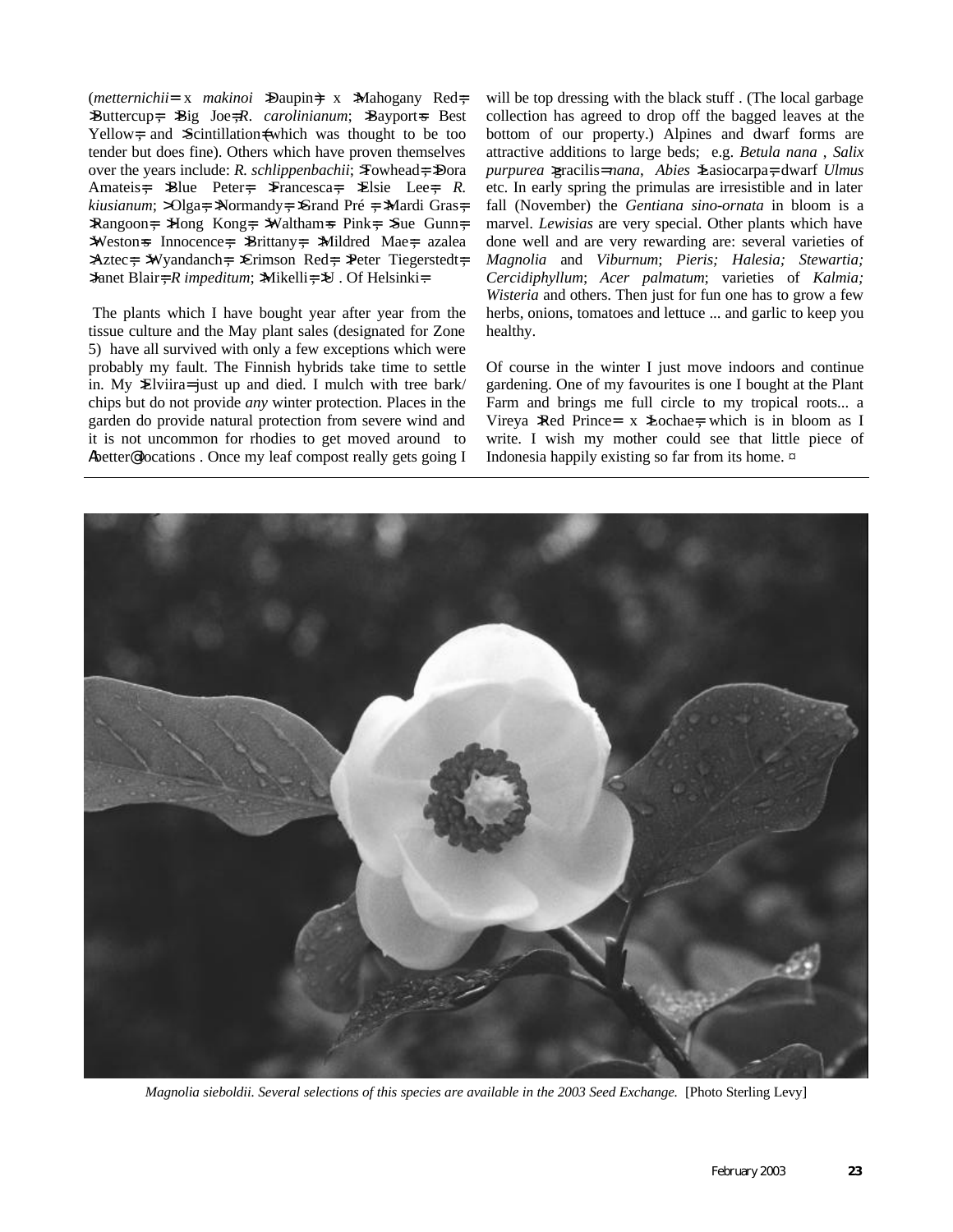(*metternichii*= x *makinoi* >Daupin= x >Mahogany Red=; >Buttercup=; >Big Joe=; *R. carolinianum*; >Bayport=s Best Yellow=; and >Scintillation= (which was thought to be too tender but does fine). Others which have proven themselves over the years include: *R. schlippenbachii*; >Towhead=; >Dora Amateis=; >Blue Peter=; >Francesca=; >Elsie Lee=; *R. kiusianum*; >Olga=; >Normandy=; >Grand Pré =; >Mardi Gras=; >Rangoon=; >Hong Kong=; >Waltham=s Pink=; >Sue Gunn=; >Weston=s Innocence=; >Brittany=; >Mildred Mae=; azalea >Aztec=; >Wyandanch=; >Crimson Red=; >Peter Tiegerstedt=; >Janet Blair=; *R impeditum*; >Mikelli=; >U . Of Helsinki=

The plants which I have bought year after year from the tissue culture and the May plant sales (designated for Zone 5) have all survived with only a few exceptions which were probably my fault. The Finnish hybrids take time to settle in. My >Elviira= just up and died. I mulch with tree bark/ chips but do not provide *any* winter protection. Places in the garden do provide natural protection from severe wind and it is not uncommon for rhodies to get moved around to Abetter@ locations . Once my leaf compost really gets going I will be top dressing with the black stuff . (The local garbage collection has agreed to drop off the bagged leaves at the bottom of our property.) Alpines and dwarf forms are attractive additions to large beds; e.g. *Betula nana* , *Salix purpurea* >gracilis= *nana*, *Abies* >Lasiocarpa=, dwarf *Ulmus* etc. In early spring the primulas are irresistible and in later fall (November) the *Gentiana sino-ornata* in bloom is a marvel. *Lewisias* are very special. Other plants which have done well and are very rewarding are: several varieties of *Magnolia* and *Viburnum*; *Pieris; Halesia; Stewartia; Cercidiphyllum*; *Acer palmatum*; varieties of *Kalmia; Wisteria* and others. Then just for fun one has to grow a few herbs, onions, tomatoes and lettuce ... and garlic to keep you healthy.

Of course in the winter I just move indoors and continue gardening. One of my favourites is one I bought at the Plant Farm and brings me full circle to my tropical roots... a Vireya >Red Prince= x >Lochae=, which is in bloom as I write. I wish my mother could see that little piece of Indonesia happily existing so far from its home. ¤

*Magnolia sieboldii. Several selections of this species are available in the 2003 Seed Exchange.* [Photo Sterling Levy]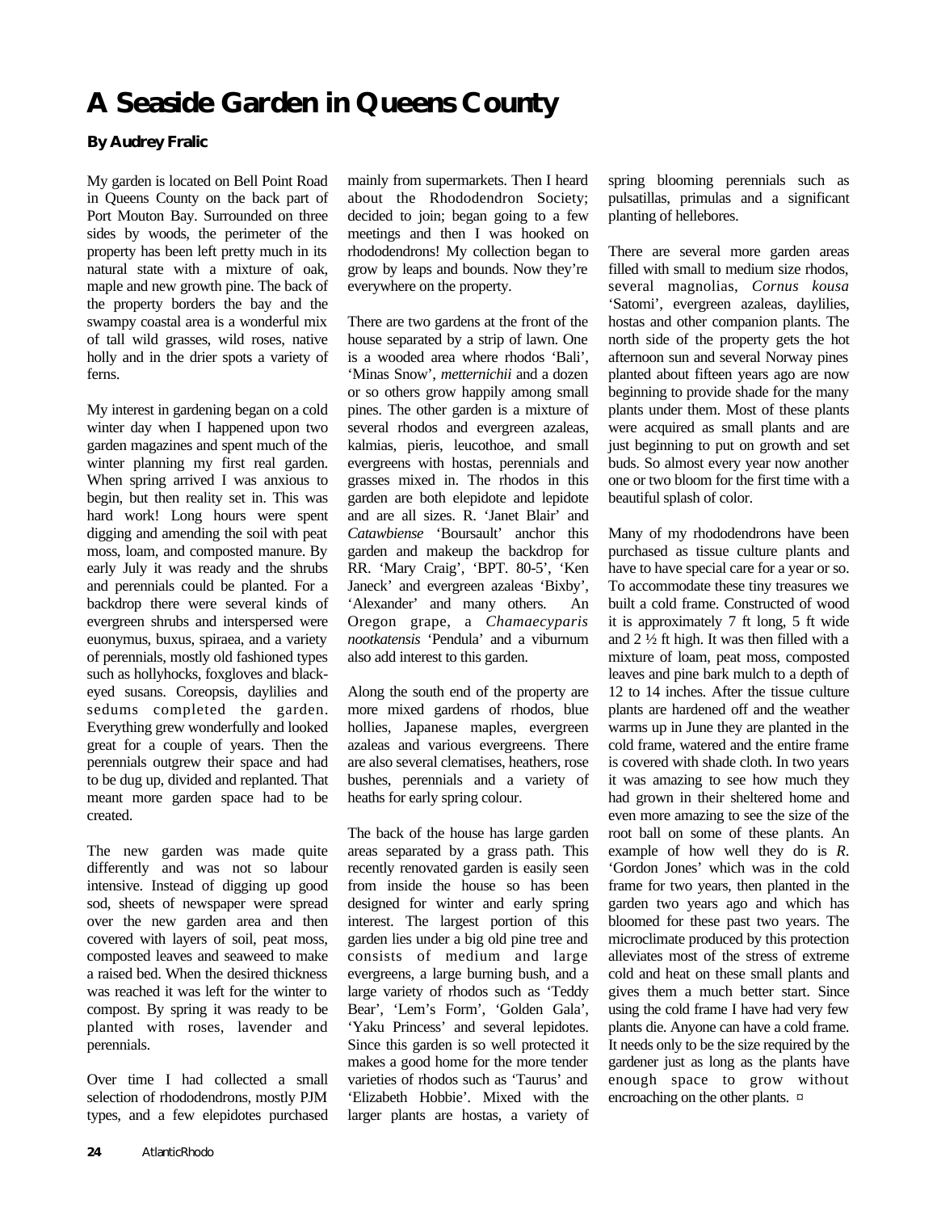# A Seaside Garden in Queens County

**By Audrey Fralic**

My garden is located on Bell Point Road in Queens County on the back part of Port Mouton Bay. Surrounded on three sides by woods, the perimeter of the property has been left pretty much in its natural state with a mixture of oak, maple and new growth pine. The back of the property borders the bay and the swampy coastal area is a wonderful mix of tall wild grasses, wild roses, native holly and in the drier spots a variety of ferns.

My interest in gardening began on a cold winter day when I happened upon two garden magazines and spent much of the winter planning my first real garden. When spring arrived I was anxious to begin, but then reality set in. This was hard work! Long hours were spent digging and amending the soil with peat moss, loam, and composted manure. By early July it was ready and the shrubs and perennials could be planted. For a backdrop there were several kinds of evergreen shrubs and interspersed were euonymus, buxus, spiraea, and a variety of perennials, mostly old fashioned types such as hollyhocks, foxgloves and black-eyed susans. Coreopsis, daylilies and sedums completed the garden. Everything grew wonderfully and looked great for a couple of years. Then the perennials outgrew their space and had to be dug up, divided and replanted. That meant more garden space had to be created.

The new garden was made quite differently and was not so labour intensive. Instead of digging up good sod, sheets of newspaper were spread over the new garden area and then covered with layers of soil, peat moss, composted leaves and seaweed to make a raised bed. When the desired thickness was reached it was left for the winter to compost. By spring it was ready to be planted with roses, lavender and perennials.

Over time I had collected a small selection of rhododendrons, mostly PJM types, and a few elepidotes purchased mainly from supermarkets. Then I heard about the Rhododendron Society; decided to join; began going to a few meetings and then I was hooked on rhododendrons! My collection began to grow by leaps and bounds. Now they're everywhere on the property.

There are two gardens at the front of the house separated by a strip of lawn. One is a wooded area where rhodos 'Bali', 'Minas Snow', *metternichii* and a dozen or so others grow happily among small pines. The other garden is a mixture of several rhodos and evergreen azaleas, kalmias, pieris, leucothoe, and small evergreens with hostas, perennials and grasses mixed in. The rhodos in this garden are both elepidote and lepidote and are all sizes. R. 'Janet Blair' and *Catawbiense* 'Boursault' anchor this garden and makeup the backdrop for RR. 'Mary Craig', 'BPT. 80-5', 'Ken Janeck' and evergreen azaleas 'Bixby', 'Alexander' and many others. An Oregon grape, a *Chamaecyparis nootkatensis* 'Pendula' and a viburnum also add interest to this garden.

Along the south end of the property are more mixed gardens of rhodos, blue hollies, Japanese maples, evergreen azaleas and various evergreens. There are also several clematises, heathers, rose bushes, perennials and a variety of heaths for early spring colour.

The back of the house has large garden areas separated by a grass path. This recently renovated garden is easily seen from inside the house so has been designed for winter and early spring interest. The largest portion of this garden lies under a big old pine tree and consists of medium and large evergreens, a large burning bush, and a large variety of rhodos such as 'Teddy Bear', 'Lem's Form', 'Golden Gala', 'Yaku Princess' and several lepidotes. Since this garden is so well protected it makes a good home for the more tender varieties of rhodos such as 'Taurus' and 'Elizabeth Hobbie'. Mixed with the larger plants are hostas, a variety of spring blooming perennials such as pulsatillas, primulas and a significant planting of hellebores.

There are several more garden areas filled with small to medium size rhodos, several magnolias, *Cornus kousa* 'Satomi', evergreen azaleas, daylilies, hostas and other companion plants. The north side of the property gets the hot afternoon sun and several Norway pines planted about fifteen years ago are now beginning to provide shade for the many plants under them. Most of these plants were acquired as small plants and are just beginning to put on growth and set buds. So almost every year now another one or two bloom for the first time with a beautiful splash of color.

Many of my rhododendrons have been purchased as tissue culture plants and have to have special care for a year or so. To accommodate these tiny treasures we built a cold frame. Constructed of wood it is approximately 7 ft long, 5 ft wide and 2 ½ ft high. It was then filled with a mixture of loam, peat moss, composted leaves and pine bark mulch to a depth of 12 to 14 inches. After the tissue culture plants are hardened off and the weather warms up in June they are planted in the cold frame, watered and the entire frame is covered with shade cloth. In two years it was amazing to see how much they had grown in their sheltered home and even more amazing to see the size of the root ball on some of these plants. An example of how well they do is *R.* 'Gordon Jones' which was in the cold frame for two years, then planted in the garden two years ago and which has bloomed for these past two years. The microclimate produced by this protection alleviates most of the stress of extreme cold and heat on these small plants and gives them a much better start. Since using the cold frame I have had very few plants die. Anyone can have a cold frame. It needs only to be the size required by the gardener just as long as the plants have enough space to grow without encroaching on the other plants. ¤